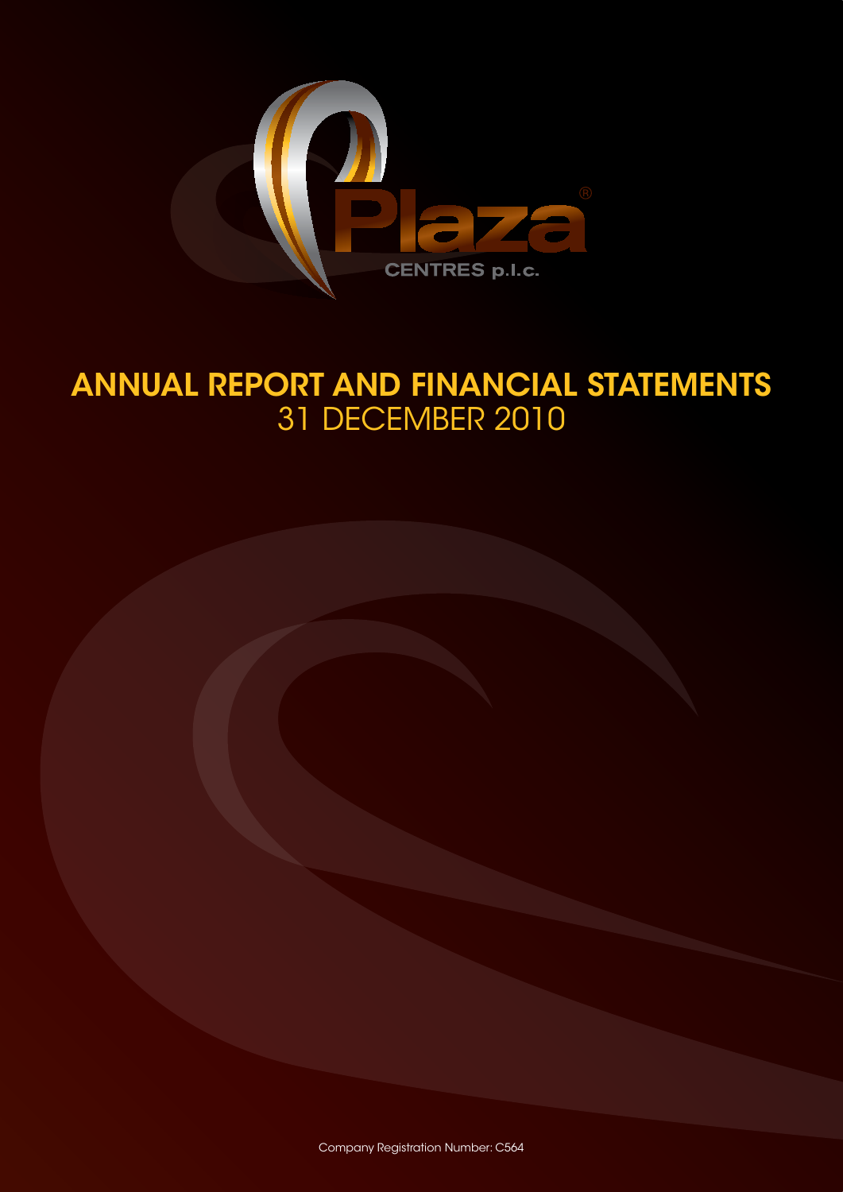Plaza®

CENTRES p.l.c.

# ANNUAL REPORT AND FINANCIAL STATEMENTS

## 31 DECEMBER 2010

Company Registration Number: C564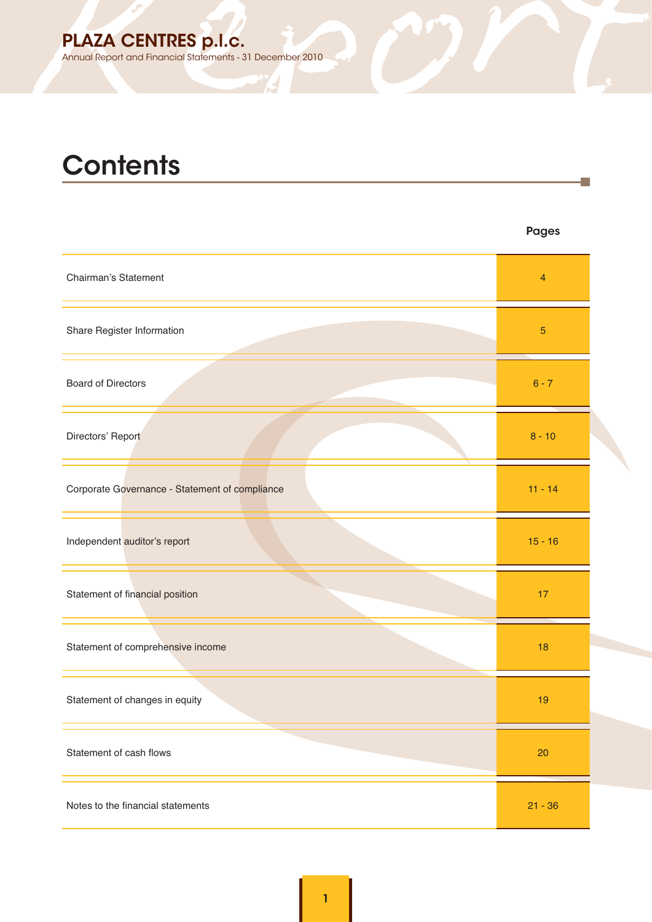# Contents

| | Pages |
|---|---|
| Chairman's Statement | 4 |
| Share Register Information | 5 |
| Board of Directors | 6 - 7 |
| Directors' Report | 8 - 10 |
| Corporate Governance - Statement of compliance | 11 - 14 |
| Independent auditor's report | 15 - 16 |
| Statement of financial position | 17 |
| Statement of comprehensive income | 18 |
| Statement of changes in equity | 19 |
| Statement of cash flows | 20 |
| Notes to the financial statements | 21 - 36 |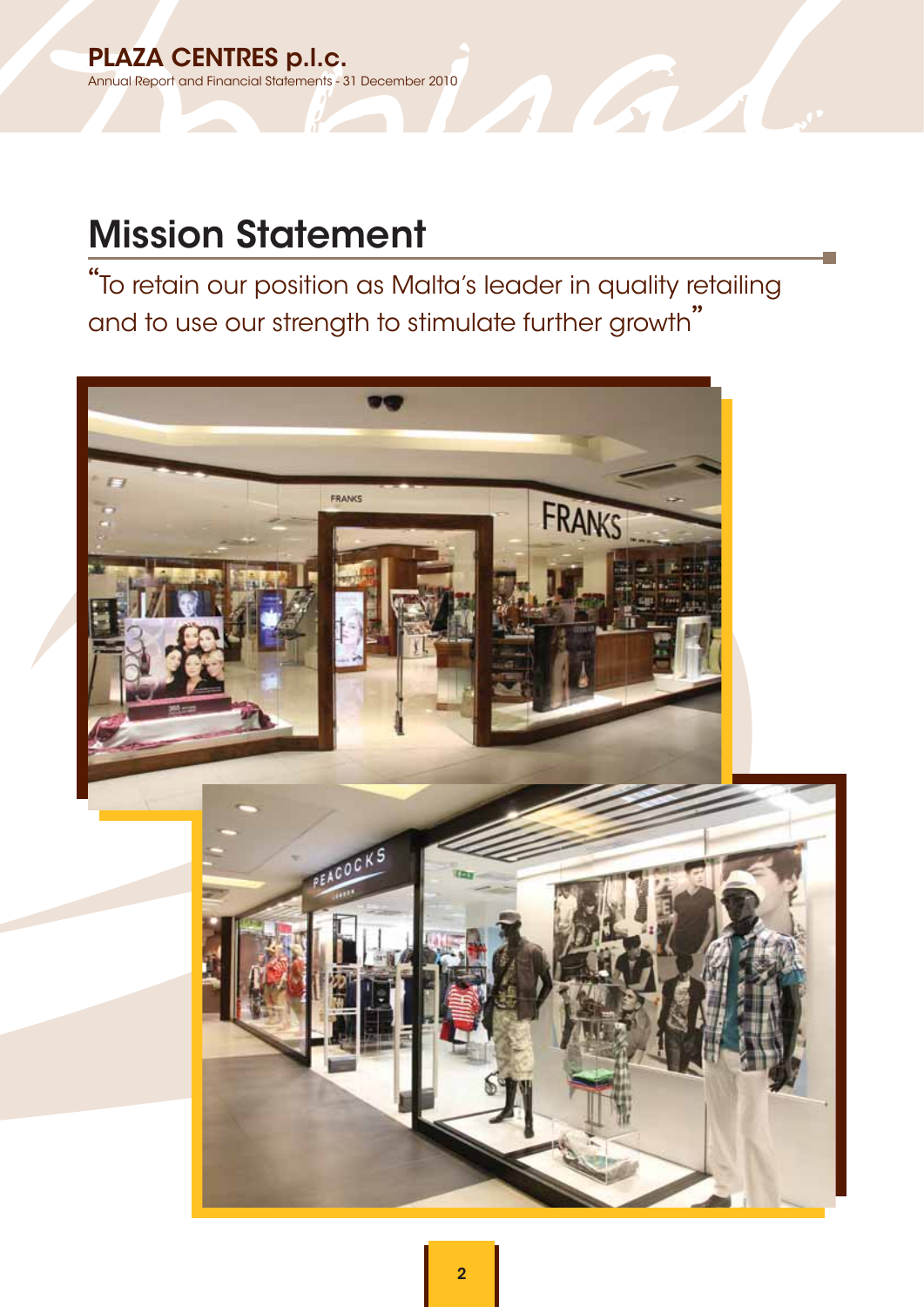# Mission Statement

"To retain our position as Malta's leader in quality retailing and to use our strength to stimulate further growth"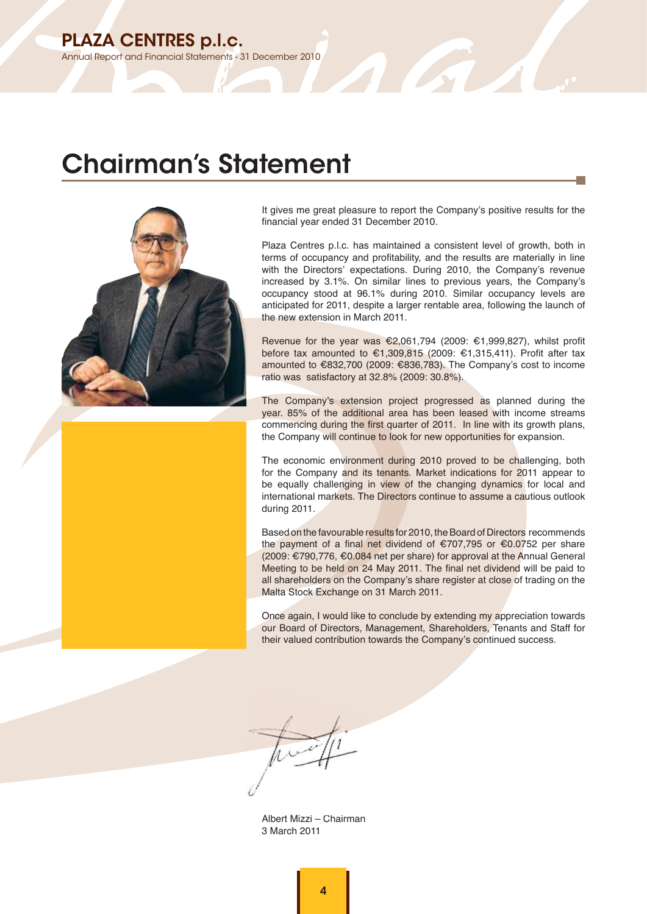# Chairman's Statement

It gives me great pleasure to report the Company's positive results for the financial year ended 31 December 2010.

Plaza Centres p.l.c. has maintained a consistent level of growth, both in terms of occupancy and profitability, and the results are materially in line with the Directors' expectations. During 2010, the Company's revenue increased by 3.1%. On similar lines to previous years, the Company's occupancy stood at 96.1% during 2010. Similar occupancy levels are anticipated for 2011, despite a larger rentable area, following the launch of the new extension in March 2011.

Revenue for the year was €2,061,794 (2009: €1,999,827), whilst profit before tax amounted to €1,309,815 (2009: €1,315,411). Profit after tax amounted to €832,700 (2009: €836,783). The Company's cost to income ratio was satisfactory at 32.8% (2009: 30.8%).

The Company's extension project progressed as planned during the year. 85% of the additional area has been leased with income streams commencing during the first quarter of 2011. In line with its growth plans, the Company will continue to look for new opportunities for expansion.

The economic environment during 2010 proved to be challenging, both for the Company and its tenants. Market indications for 2011 appear to be equally challenging in view of the changing dynamics for local and international markets. The Directors continue to assume a cautious outlook during 2011.

Based on the favourable results for 2010, the Board of Directors recommends the payment of a final net dividend of €707,795 or €0.0752 per share (2009: €790,776, €0.084 net per share) for approval at the Annual General Meeting to be held on 24 May 2011. The final net dividend will be paid to all shareholders on the Company's share register at close of trading on the Malta Stock Exchange on 31 March 2011.

Once again, I would like to conclude by extending my appreciation towards our Board of Directors, Management, Shareholders, Tenants and Staff for their valued contribution towards the Company's continued success.

Albert Mizzi – Chairman
3 March 2011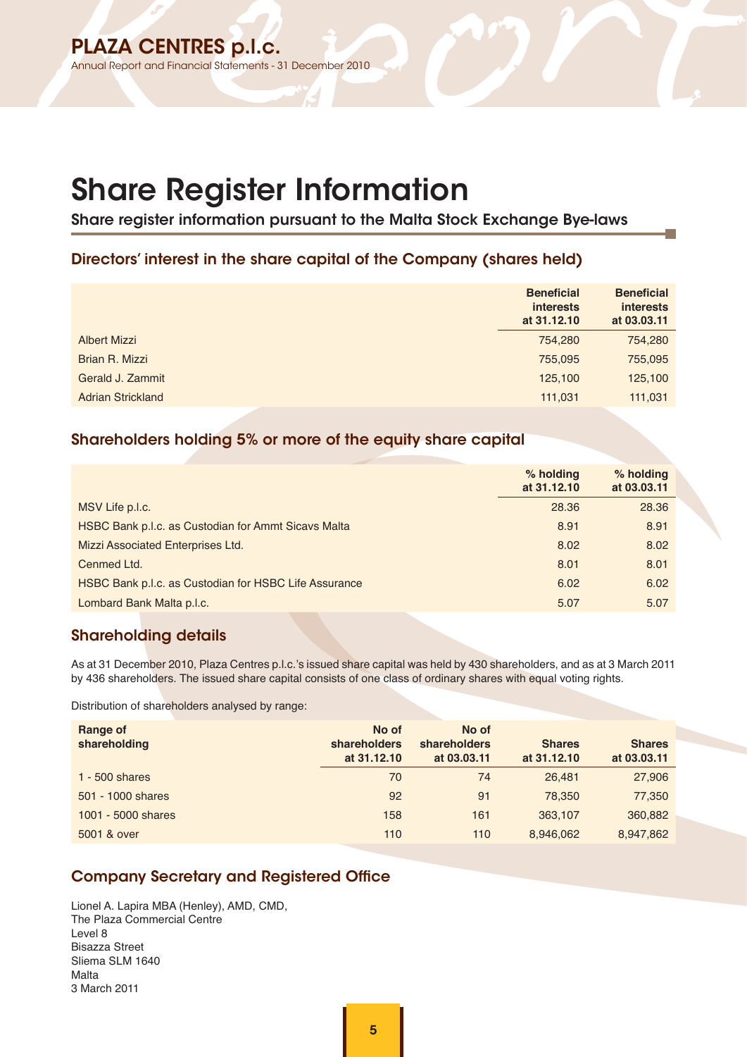# Share Register Information

## Share register information pursuant to the Malta Stock Exchange Bye-laws

### Directors' interest in the share capital of the Company (shares held)

| | Beneficial interests at 31.12.10 | Beneficial interests at 03.03.11 |
|---|---|---|
| Albert Mizzi | 754,280 | 754,280 |
| Brian R. Mizzi | 755,095 | 755,095 |
| Gerald J. Zammit | 125,100 | 125,100 |
| Adrian Strickland | 111,031 | 111,031 |

### Shareholders holding 5% or more of the equity share capital

| | % holding at 31.12.10 | % holding at 03.03.11 |
|---|---|---|
| MSV Life p.l.c. | 28.36 | 28.36 |
| HSBC Bank p.l.c. as Custodian for Ammt Sicavs Malta | 8.91 | 8.91 |
| Mizzi Associated Enterprises Ltd. | 8.02 | 8.02 |
| Cenmed Ltd. | 8.01 | 8.01 |
| HSBC Bank p.l.c. as Custodian for HSBC Life Assurance | 6.02 | 6.02 |
| Lombard Bank Malta p.l.c. | 5.07 | 5.07 |

### Shareholding details

As at 31 December 2010, Plaza Centres p.l.c.'s issued share capital was held by 430 shareholders, and as at 3 March 2011 by 436 shareholders. The issued share capital consists of one class of ordinary shares with equal voting rights.

Distribution of shareholders analysed by range:

| Range of shareholding | No of shareholders at 31.12.10 | No of shareholders at 03.03.11 | Shares at 31.12.10 | Shares at 03.03.11 |
|---|---|---|---|---|
| 1 - 500 shares | 70 | 74 | 26,481 | 27,906 |
| 501 - 1000 shares | 92 | 91 | 78,350 | 77,350 |
| 1001 - 5000 shares | 158 | 161 | 363,107 | 360,882 |
| 5001 & over | 110 | 110 | 8,946,062 | 8,947,862 |

### Company Secretary and Registered Office

Lionel A. Lapira MBA (Henley), AMD, CMD,
The Plaza Commercial Centre
Level 8
Bisazza Street
Sliema SLM 1640
Malta
3 March 2011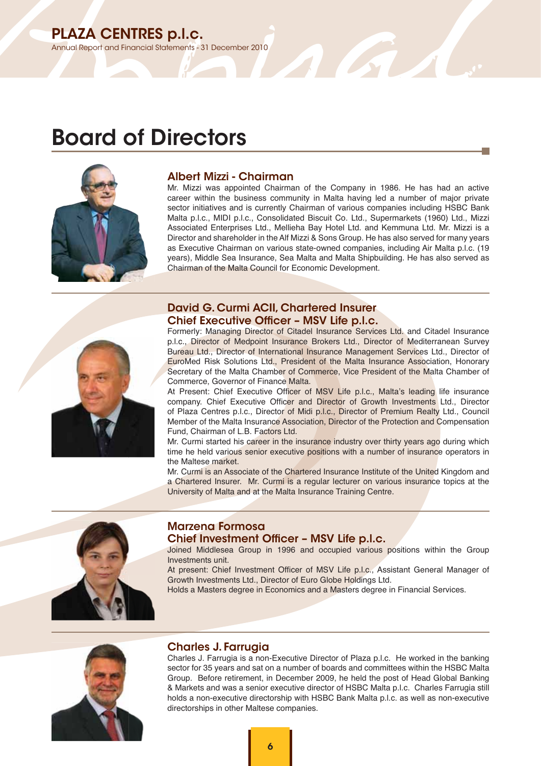# Board of Directors

## Albert Mizzi - Chairman

Mr. Mizzi was appointed Chairman of the Company in 1986. He has had an active career within the business community in Malta having led a number of major private sector initiatives and is currently Chairman of various companies including HSBC Bank Malta p.l.c., MIDI p.l.c., Consolidated Biscuit Co. Ltd., Supermarkets (1960) Ltd., Mizzi Associated Enterprises Ltd., Mellieha Bay Hotel Ltd. and Kemmuna Ltd. Mr. Mizzi is a Director and shareholder in the Alf Mizzi & Sons Group. He has also served for many years as Executive Chairman on various state-owned companies, including Air Malta p.l.c. (19 years), Middle Sea Insurance, Sea Malta and Malta Shipbuilding. He has also served as Chairman of the Malta Council for Economic Development.

## David G. Curmi ACII, Chartered Insurer
## Chief Executive Officer – MSV Life p.l.c.

Formerly: Managing Director of Citadel Insurance Services Ltd. and Citadel Insurance p.l.c., Director of Medpoint Insurance Brokers Ltd., Director of Mediterranean Survey Bureau Ltd., Director of International Insurance Management Services Ltd., Director of EuroMed Risk Solutions Ltd., President of the Malta Insurance Association, Honorary Secretary of the Malta Chamber of Commerce, Vice President of the Malta Chamber of Commerce, Governor of Finance Malta.

At Present: Chief Executive Officer of MSV Life p.l.c., Malta's leading life insurance company. Chief Executive Officer and Director of Growth Investments Ltd., Director of Plaza Centres p.l.c., Director of Midi p.l.c., Director of Premium Realty Ltd., Council Member of the Malta Insurance Association, Director of the Protection and Compensation Fund, Chairman of L.B. Factors Ltd.

Mr. Curmi started his career in the insurance industry over thirty years ago during which time he held various senior executive positions with a number of insurance operators in the Maltese market.

Mr. Curmi is an Associate of the Chartered Insurance Institute of the United Kingdom and a Chartered Insurer. Mr. Curmi is a regular lecturer on various insurance topics at the University of Malta and at the Malta Insurance Training Centre.

## Marzena Formosa
## Chief Investment Officer – MSV Life p.l.c.

Joined Middlesea Group in 1996 and occupied various positions within the Group Investments unit.

At present: Chief Investment Officer of MSV Life p.l.c., Assistant General Manager of Growth Investments Ltd., Director of Euro Globe Holdings Ltd.

Holds a Masters degree in Economics and a Masters degree in Financial Services.

## Charles J. Farrugia

Charles J. Farrugia is a non-Executive Director of Plaza p.l.c. He worked in the banking sector for 35 years and sat on a number of boards and committees within the HSBC Malta Group. Before retirement, in December 2009, he held the post of Head Global Banking & Markets and was a senior executive director of HSBC Malta p.l.c. Charles Farrugia still holds a non-executive directorship with HSBC Bank Malta p.l.c. as well as non-executive directorships in other Maltese companies.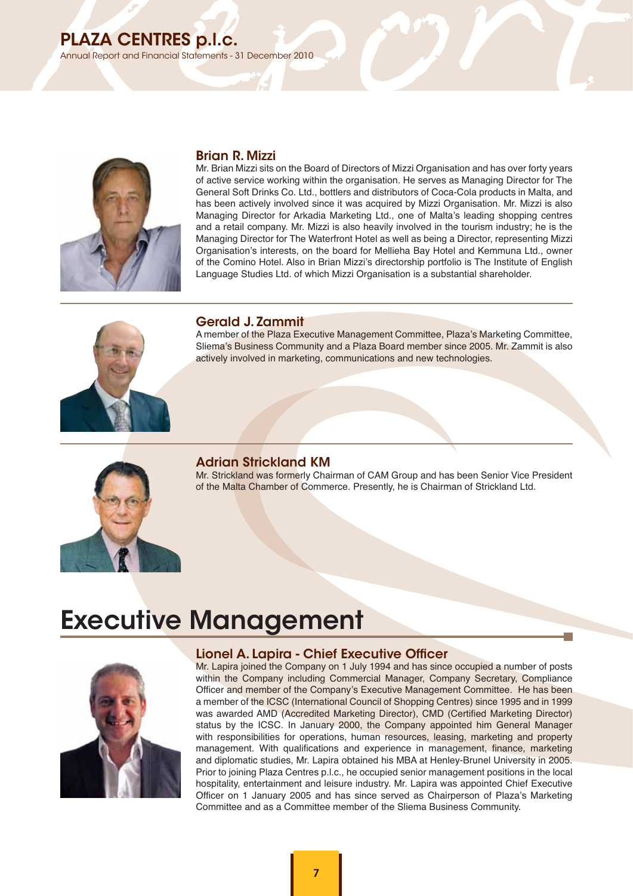### Brian R. Mizzi

Mr. Brian Mizzi sits on the Board of Directors of Mizzi Organisation and has over forty years of active service working within the organisation. He serves as Managing Director for The General Soft Drinks Co. Ltd., bottlers and distributors of Coca-Cola products in Malta, and has been actively involved since it was acquired by Mizzi Organisation. Mr. Mizzi is also Managing Director for Arkadia Marketing Ltd., one of Malta's leading shopping centres and a retail company. Mr. Mizzi is also heavily involved in the tourism industry; he is the Managing Director for The Waterfront Hotel as well as being a Director, representing Mizzi Organisation's interests, on the board for Mellieha Bay Hotel and Kemmuna Ltd., owner of the Comino Hotel. Also in Brian Mizzi's directorship portfolio is The Institute of English Language Studies Ltd. of which Mizzi Organisation is a substantial shareholder.

### Gerald J. Zammit

A member of the Plaza Executive Management Committee, Plaza's Marketing Committee, Sliema's Business Community and a Plaza Board member since 2005. Mr. Zammit is also actively involved in marketing, communications and new technologies.

### Adrian Strickland KM

Mr. Strickland was formerly Chairman of CAM Group and has been Senior Vice President of the Malta Chamber of Commerce. Presently, he is Chairman of Strickland Ltd.

# Executive Management

### Lionel A. Lapira - Chief Executive Officer

Mr. Lapira joined the Company on 1 July 1994 and has since occupied a number of posts within the Company including Commercial Manager, Company Secretary, Compliance Officer and member of the Company's Executive Management Committee. He has been a member of the ICSC (International Council of Shopping Centres) since 1995 and in 1999 was awarded AMD (Accredited Marketing Director), CMD (Certified Marketing Director) status by the ICSC. In January 2000, the Company appointed him General Manager with responsibilities for operations, human resources, leasing, marketing and property management. With qualifications and experience in management, finance, marketing and diplomatic studies, Mr. Lapira obtained his MBA at Henley-Brunel University in 2005. Prior to joining Plaza Centres p.l.c., he occupied senior management positions in the local hospitality, entertainment and leisure industry. Mr. Lapira was appointed Chief Executive Officer on 1 January 2005 and has since served as Chairperson of Plaza's Marketing Committee and as a Committee member of the Sliema Business Community.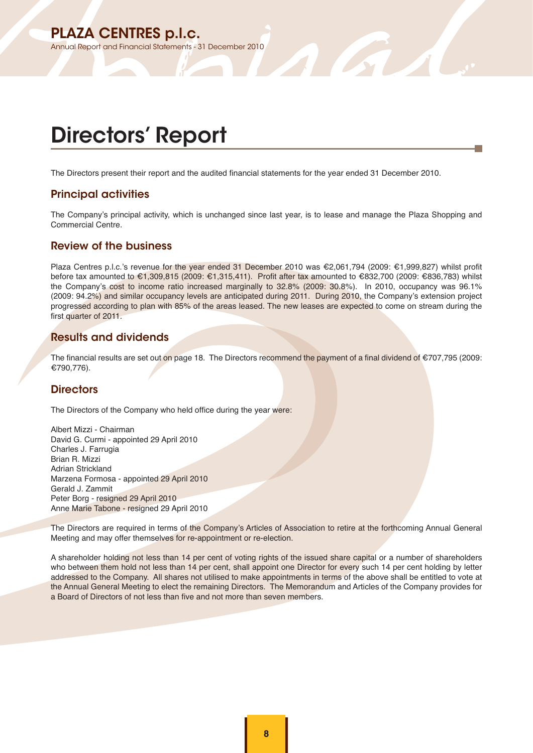# Directors' Report

The Directors present their report and the audited financial statements for the year ended 31 December 2010.

## Principal activities

The Company's principal activity, which is unchanged since last year, is to lease and manage the Plaza Shopping and Commercial Centre.

## Review of the business

Plaza Centres p.l.c.'s revenue for the year ended 31 December 2010 was €2,061,794 (2009: €1,999,827) whilst profit before tax amounted to €1,309,815 (2009: €1,315,411). Profit after tax amounted to €832,700 (2009: €836,783) whilst the Company's cost to income ratio increased marginally to 32.8% (2009: 30.8%). In 2010, occupancy was 96.1% (2009: 94.2%) and similar occupancy levels are anticipated during 2011. During 2010, the Company's extension project progressed according to plan with 85% of the areas leased. The new leases are expected to come on stream during the first quarter of 2011.

## Results and dividends

The financial results are set out on page 18. The Directors recommend the payment of a final dividend of €707,795 (2009: €790,776).

## Directors

The Directors of the Company who held office during the year were:

Albert Mizzi - Chairman
David G. Curmi - appointed 29 April 2010
Charles J. Farrugia
Brian R. Mizzi
Adrian Strickland
Marzena Formosa - appointed 29 April 2010
Gerald J. Zammit
Peter Borg - resigned 29 April 2010
Anne Marie Tabone - resigned 29 April 2010

The Directors are required in terms of the Company's Articles of Association to retire at the forthcoming Annual General Meeting and may offer themselves for re-appointment or re-election.

A shareholder holding not less than 14 per cent of voting rights of the issued share capital or a number of shareholders who between them hold not less than 14 per cent, shall appoint one Director for every such 14 per cent holding by letter addressed to the Company. All shares not utilised to make appointments in terms of the above shall be entitled to vote at the Annual General Meeting to elect the remaining Directors. The Memorandum and Articles of the Company provides for a Board of Directors of not less than five and not more than seven members.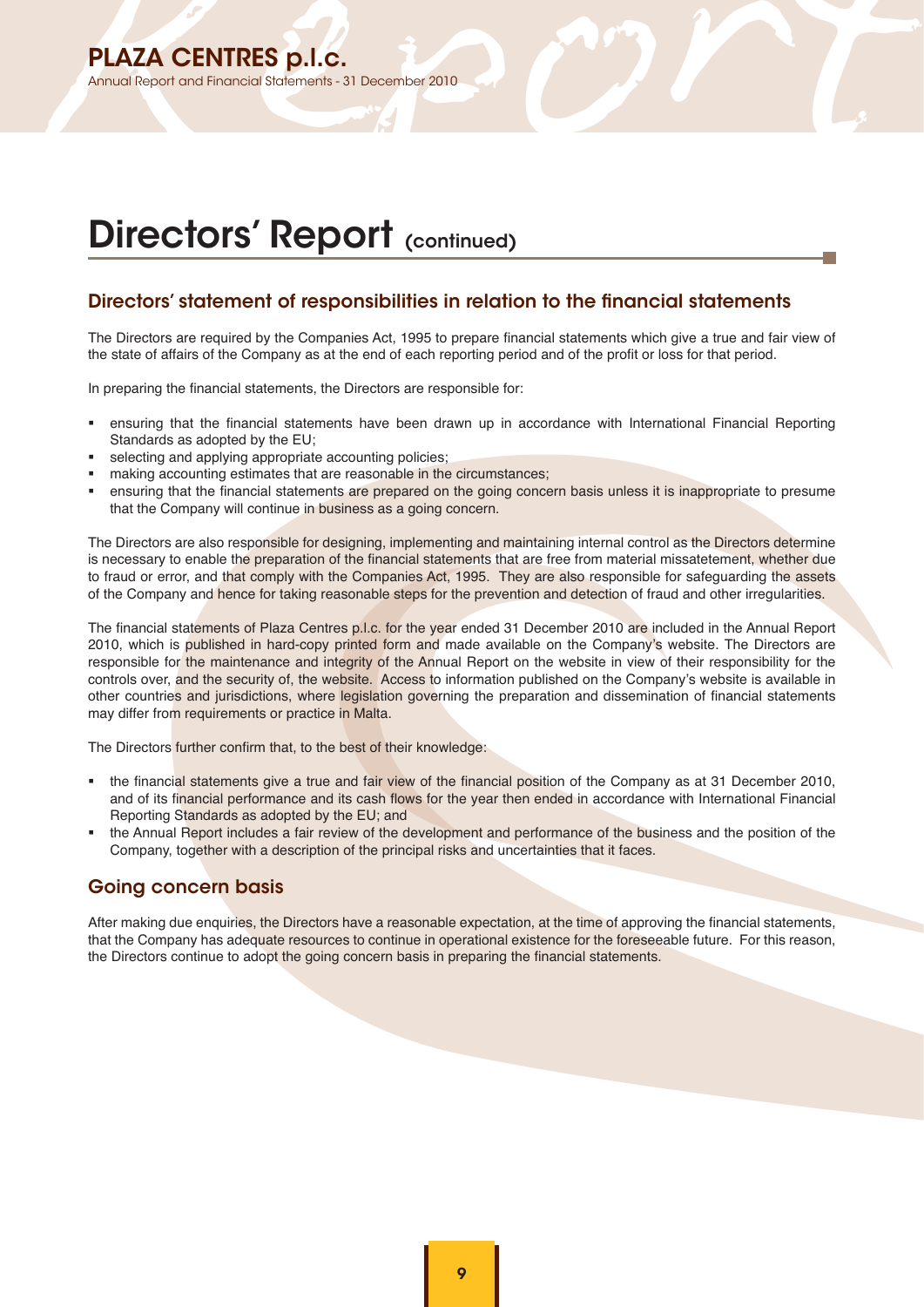# Directors' Report (continued)

## Directors' statement of responsibilities in relation to the financial statements

The Directors are required by the Companies Act, 1995 to prepare financial statements which give a true and fair view of the state of affairs of the Company as at the end of each reporting period and of the profit or loss for that period.

In preparing the financial statements, the Directors are responsible for:

- ensuring that the financial statements have been drawn up in accordance with International Financial Reporting Standards as adopted by the EU;
- selecting and applying appropriate accounting policies;
- making accounting estimates that are reasonable in the circumstances;
- ensuring that the financial statements are prepared on the going concern basis unless it is inappropriate to presume that the Company will continue in business as a going concern.

The Directors are also responsible for designing, implementing and maintaining internal control as the Directors determine is necessary to enable the preparation of the financial statements that are free from material missatetement, whether due to fraud or error, and that comply with the Companies Act, 1995. They are also responsible for safeguarding the assets of the Company and hence for taking reasonable steps for the prevention and detection of fraud and other irregularities.

The financial statements of Plaza Centres p.l.c. for the year ended 31 December 2010 are included in the Annual Report 2010, which is published in hard-copy printed form and made available on the Company's website. The Directors are responsible for the maintenance and integrity of the Annual Report on the website in view of their responsibility for the controls over, and the security of, the website. Access to information published on the Company's website is available in other countries and jurisdictions, where legislation governing the preparation and dissemination of financial statements may differ from requirements or practice in Malta.

The Directors further confirm that, to the best of their knowledge:

- the financial statements give a true and fair view of the financial position of the Company as at 31 December 2010, and of its financial performance and its cash flows for the year then ended in accordance with International Financial Reporting Standards as adopted by the EU; and
- the Annual Report includes a fair review of the development and performance of the business and the position of the Company, together with a description of the principal risks and uncertainties that it faces.

## Going concern basis

After making due enquiries, the Directors have a reasonable expectation, at the time of approving the financial statements, that the Company has adequate resources to continue in operational existence for the foreseeable future. For this reason, the Directors continue to adopt the going concern basis in preparing the financial statements.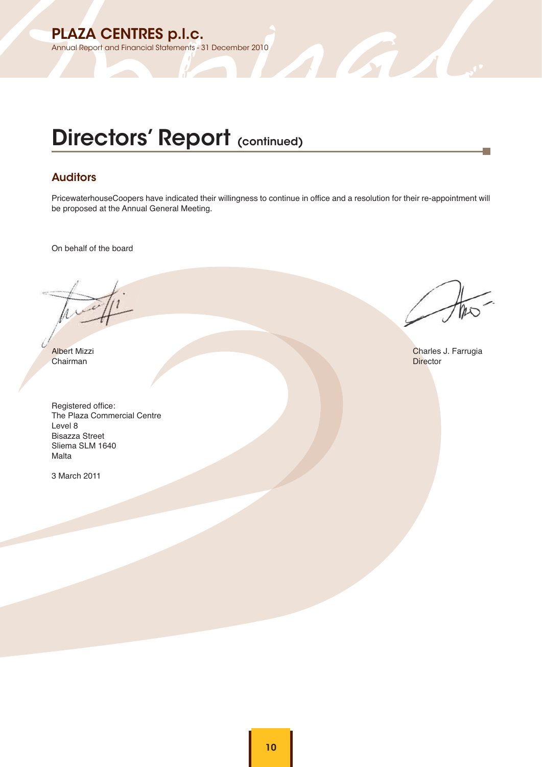# Directors' Report (continued)

## Auditors

PricewaterhouseCoopers have indicated their willingness to continue in office and a resolution for their re-appointment will be proposed at the Annual General Meeting.

On behalf of the board

Albert Mizzi
Chairman

Charles J. Farrugia
Director

Registered office:
The Plaza Commercial Centre
Level 8
Bisazza Street
Sliema SLM 1640
Malta

3 March 2011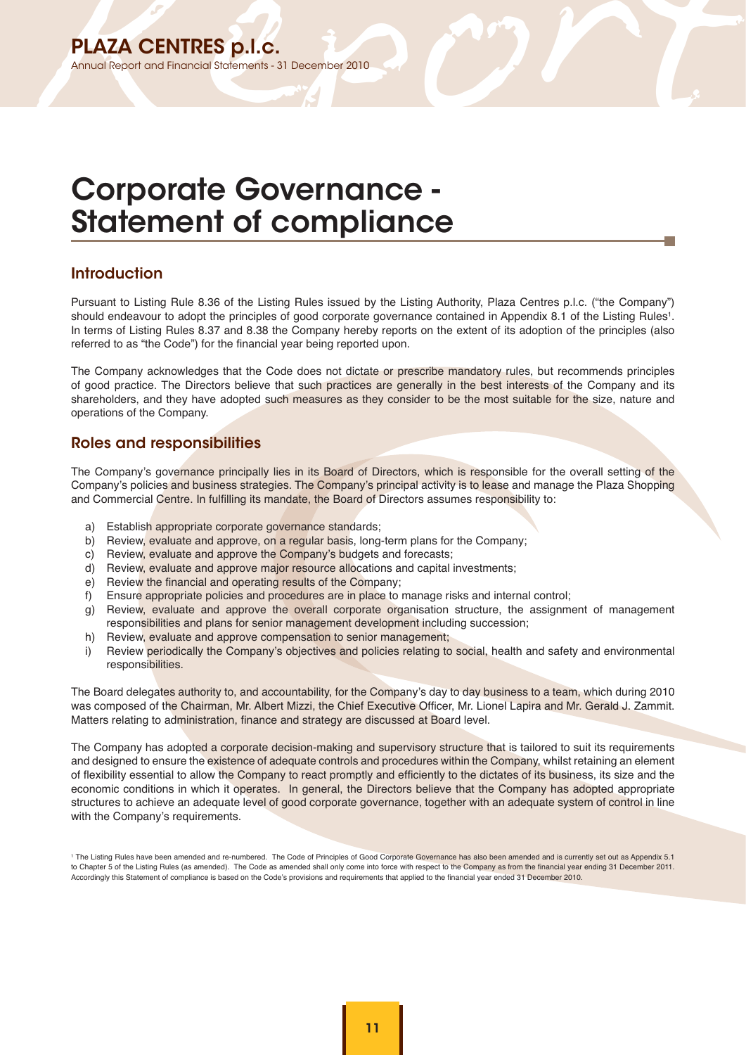# Corporate Governance - Statement of compliance

## Introduction

Pursuant to Listing Rule 8.36 of the Listing Rules issued by the Listing Authority, Plaza Centres p.l.c. ("the Company") should endeavour to adopt the principles of good corporate governance contained in Appendix 8.1 of the Listing Rules[1]. In terms of Listing Rules 8.37 and 8.38 the Company hereby reports on the extent of its adoption of the principles (also referred to as "the Code") for the financial year being reported upon.

The Company acknowledges that the Code does not dictate or prescribe mandatory rules, but recommends principles of good practice. The Directors believe that such practices are generally in the best interests of the Company and its shareholders, and they have adopted such measures as they consider to be the most suitable for the size, nature and operations of the Company.

## Roles and responsibilities

The Company's governance principally lies in its Board of Directors, which is responsible for the overall setting of the Company's policies and business strategies. The Company's principal activity is to lease and manage the Plaza Shopping and Commercial Centre. In fulfilling its mandate, the Board of Directors assumes responsibility to:

a) Establish appropriate corporate governance standards;
b) Review, evaluate and approve, on a regular basis, long-term plans for the Company;
c) Review, evaluate and approve the Company's budgets and forecasts;
d) Review, evaluate and approve major resource allocations and capital investments;
e) Review the financial and operating results of the Company;
f) Ensure appropriate policies and procedures are in place to manage risks and internal control;
g) Review, evaluate and approve the overall corporate organisation structure, the assignment of management responsibilities and plans for senior management development including succession;
h) Review, evaluate and approve compensation to senior management;
i) Review periodically the Company's objectives and policies relating to social, health and safety and environmental responsibilities.

The Board delegates authority to, and accountability, for the Company's day to day business to a team, which during 2010 was composed of the Chairman, Mr. Albert Mizzi, the Chief Executive Officer, Mr. Lionel Lapira and Mr. Gerald J. Zammit. Matters relating to administration, finance and strategy are discussed at Board level.

The Company has adopted a corporate decision-making and supervisory structure that is tailored to suit its requirements and designed to ensure the existence of adequate controls and procedures within the Company, whilst retaining an element of flexibility essential to allow the Company to react promptly and efficiently to the dictates of its business, its size and the economic conditions in which it operates. In general, the Directors believe that the Company has adopted appropriate structures to achieve an adequate level of good corporate governance, together with an adequate system of control in line with the Company's requirements.

[1] The Listing Rules have been amended and re-numbered. The Code of Principles of Good Corporate Governance has also been amended and is currently set out as Appendix 5.1 to Chapter 5 of the Listing Rules (as amended). The Code as amended shall only come into force with respect to the Company as from the financial year ending 31 December 2011. Accordingly this Statement of compliance is based on the Code's provisions and requirements that applied to the financial year ended 31 December 2010.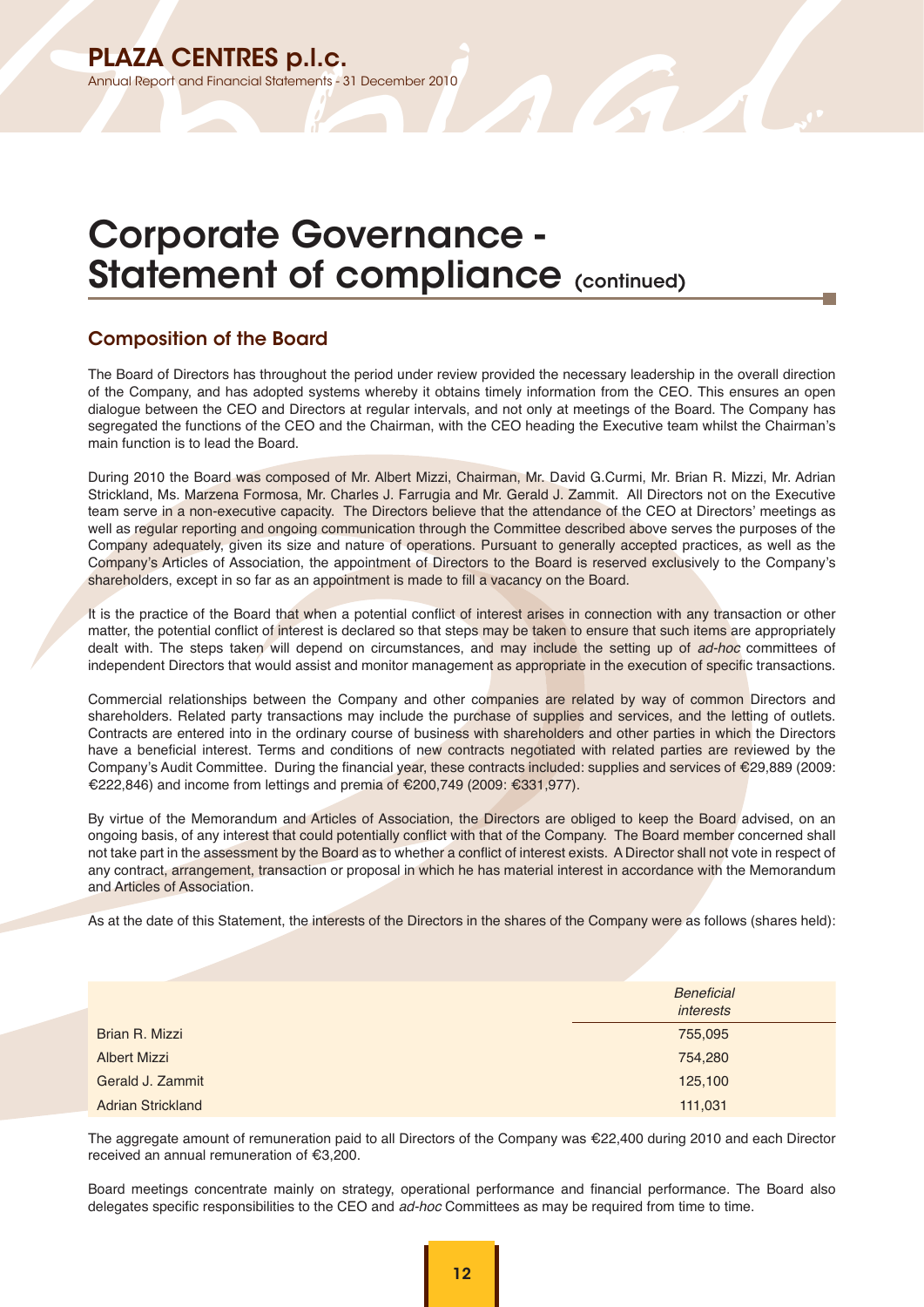# Corporate Governance - Statement of compliance (continued)

## Composition of the Board

The Board of Directors has throughout the period under review provided the necessary leadership in the overall direction of the Company, and has adopted systems whereby it obtains timely information from the CEO. This ensures an open dialogue between the CEO and Directors at regular intervals, and not only at meetings of the Board. The Company has segregated the functions of the CEO and the Chairman, with the CEO heading the Executive team whilst the Chairman's main function is to lead the Board.

During 2010 the Board was composed of Mr. Albert Mizzi, Chairman, Mr. David G.Curmi, Mr. Brian R. Mizzi, Mr. Adrian Strickland, Ms. Marzena Formosa, Mr. Charles J. Farrugia and Mr. Gerald J. Zammit. All Directors not on the Executive team serve in a non-executive capacity. The Directors believe that the attendance of the CEO at Directors' meetings as well as regular reporting and ongoing communication through the Committee described above serves the purposes of the Company adequately, given its size and nature of operations. Pursuant to generally accepted practices, as well as the Company's Articles of Association, the appointment of Directors to the Board is reserved exclusively to the Company's shareholders, except in so far as an appointment is made to fill a vacancy on the Board.

It is the practice of the Board that when a potential conflict of interest arises in connection with any transaction or other matter, the potential conflict of interest is declared so that steps may be taken to ensure that such items are appropriately dealt with. The steps taken will depend on circumstances, and may include the setting up of *ad-hoc* committees of independent Directors that would assist and monitor management as appropriate in the execution of specific transactions.

Commercial relationships between the Company and other companies are related by way of common Directors and shareholders. Related party transactions may include the purchase of supplies and services, and the letting of outlets. Contracts are entered into in the ordinary course of business with shareholders and other parties in which the Directors have a beneficial interest. Terms and conditions of new contracts negotiated with related parties are reviewed by the Company's Audit Committee. During the financial year, these contracts included: supplies and services of €29,889 (2009: €222,846) and income from lettings and premia of €200,749 (2009: €331,977).

By virtue of the Memorandum and Articles of Association, the Directors are obliged to keep the Board advised, on an ongoing basis, of any interest that could potentially conflict with that of the Company. The Board member concerned shall not take part in the assessment by the Board as to whether a conflict of interest exists. A Director shall not vote in respect of any contract, arrangement, transaction or proposal in which he has material interest in accordance with the Memorandum and Articles of Association.

As at the date of this Statement, the interests of the Directors in the shares of the Company were as follows (shares held):

| | *Beneficial interests* |
|---|---|
| Brian R. Mizzi | 755,095 |
| Albert Mizzi | 754,280 |
| Gerald J. Zammit | 125,100 |
| Adrian Strickland | 111,031 |

The aggregate amount of remuneration paid to all Directors of the Company was €22,400 during 2010 and each Director received an annual remuneration of €3,200.

Board meetings concentrate mainly on strategy, operational performance and financial performance. The Board also delegates specific responsibilities to the CEO and *ad-hoc* Committees as may be required from time to time.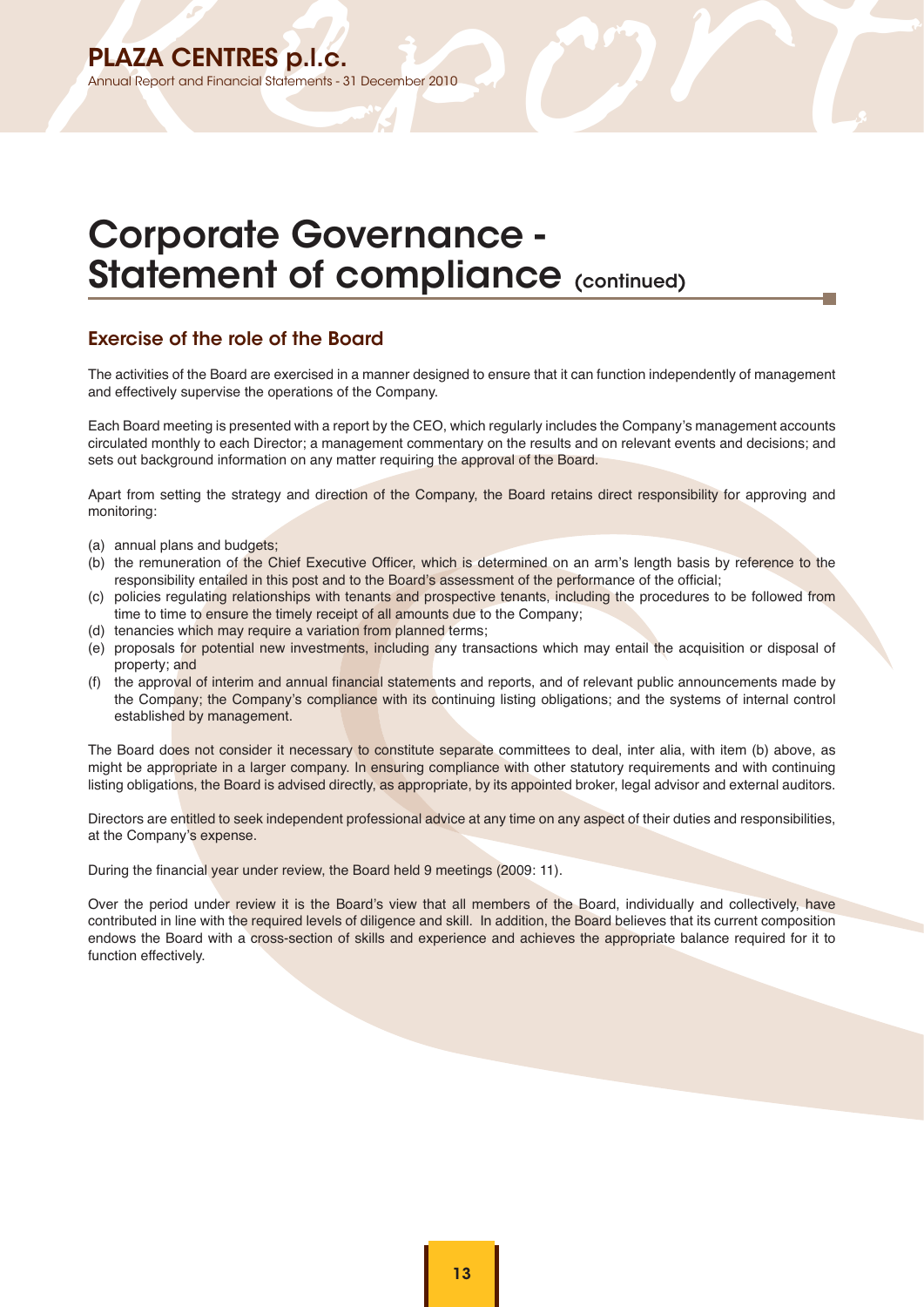# Corporate Governance - Statement of compliance (continued)

## Exercise of the role of the Board

The activities of the Board are exercised in a manner designed to ensure that it can function independently of management and effectively supervise the operations of the Company.

Each Board meeting is presented with a report by the CEO, which regularly includes the Company's management accounts circulated monthly to each Director; a management commentary on the results and on relevant events and decisions; and sets out background information on any matter requiring the approval of the Board.

Apart from setting the strategy and direction of the Company, the Board retains direct responsibility for approving and monitoring:

(a) annual plans and budgets;
(b) the remuneration of the Chief Executive Officer, which is determined on an arm's length basis by reference to the responsibility entailed in this post and to the Board's assessment of the performance of the official;
(c) policies regulating relationships with tenants and prospective tenants, including the procedures to be followed from time to time to ensure the timely receipt of all amounts due to the Company;
(d) tenancies which may require a variation from planned terms;
(e) proposals for potential new investments, including any transactions which may entail the acquisition or disposal of property; and
(f) the approval of interim and annual financial statements and reports, and of relevant public announcements made by the Company; the Company's compliance with its continuing listing obligations; and the systems of internal control established by management.

The Board does not consider it necessary to constitute separate committees to deal, inter alia, with item (b) above, as might be appropriate in a larger company. In ensuring compliance with other statutory requirements and with continuing listing obligations, the Board is advised directly, as appropriate, by its appointed broker, legal advisor and external auditors.

Directors are entitled to seek independent professional advice at any time on any aspect of their duties and responsibilities, at the Company's expense.

During the financial year under review, the Board held 9 meetings (2009: 11).

Over the period under review it is the Board's view that all members of the Board, individually and collectively, have contributed in line with the required levels of diligence and skill. In addition, the Board believes that its current composition endows the Board with a cross-section of skills and experience and achieves the appropriate balance required for it to function effectively.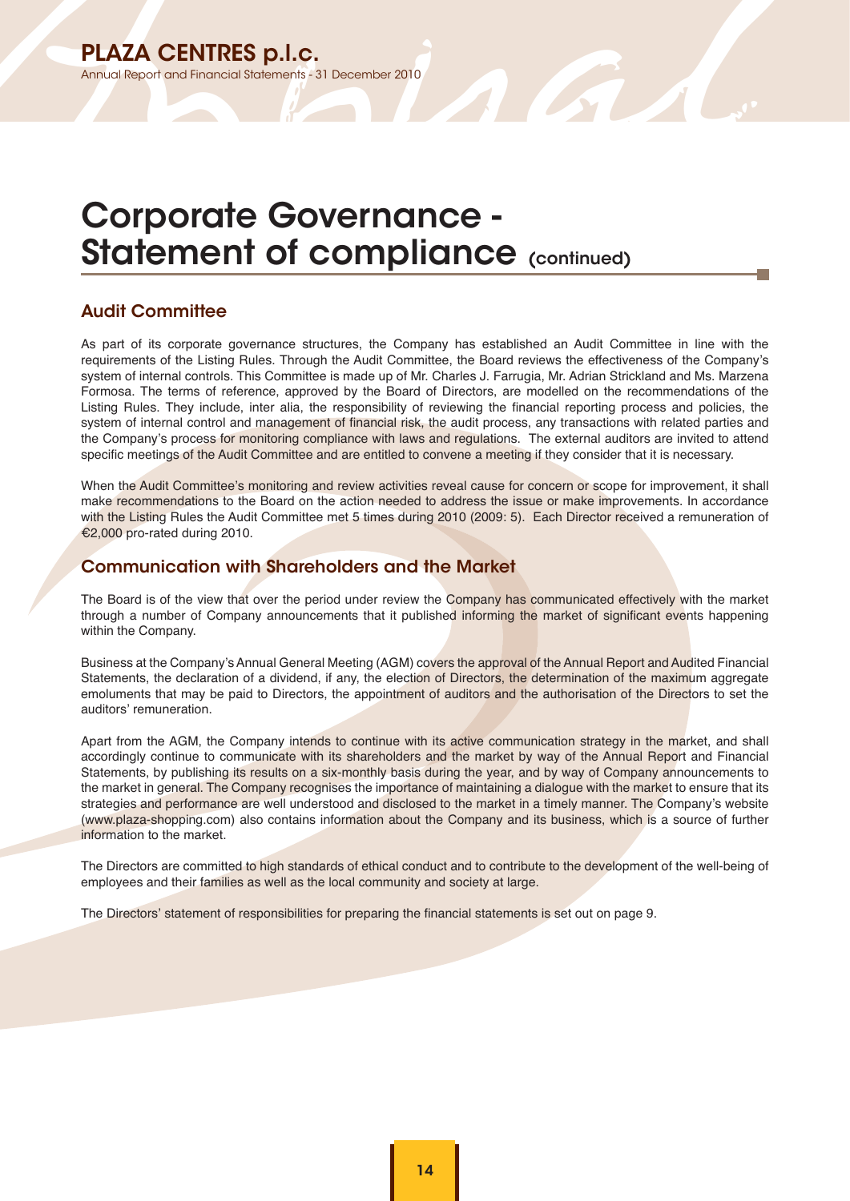# Corporate Governance - Statement of compliance (continued)

## Audit Committee

As part of its corporate governance structures, the Company has established an Audit Committee in line with the requirements of the Listing Rules. Through the Audit Committee, the Board reviews the effectiveness of the Company's system of internal controls. This Committee is made up of Mr. Charles J. Farrugia, Mr. Adrian Strickland and Ms. Marzena Formosa. The terms of reference, approved by the Board of Directors, are modelled on the recommendations of the Listing Rules. They include, inter alia, the responsibility of reviewing the financial reporting process and policies, the system of internal control and management of financial risk, the audit process, any transactions with related parties and the Company's process for monitoring compliance with laws and regulations. The external auditors are invited to attend specific meetings of the Audit Committee and are entitled to convene a meeting if they consider that it is necessary.

When the Audit Committee's monitoring and review activities reveal cause for concern or scope for improvement, it shall make recommendations to the Board on the action needed to address the issue or make improvements. In accordance with the Listing Rules the Audit Committee met 5 times during 2010 (2009: 5). Each Director received a remuneration of €2,000 pro-rated during 2010.

## Communication with Shareholders and the Market

The Board is of the view that over the period under review the Company has communicated effectively with the market through a number of Company announcements that it published informing the market of significant events happening within the Company.

Business at the Company's Annual General Meeting (AGM) covers the approval of the Annual Report and Audited Financial Statements, the declaration of a dividend, if any, the election of Directors, the determination of the maximum aggregate emoluments that may be paid to Directors, the appointment of auditors and the authorisation of the Directors to set the auditors' remuneration.

Apart from the AGM, the Company intends to continue with its active communication strategy in the market, and shall accordingly continue to communicate with its shareholders and the market by way of the Annual Report and Financial Statements, by publishing its results on a six-monthly basis during the year, and by way of Company announcements to the market in general. The Company recognises the importance of maintaining a dialogue with the market to ensure that its strategies and performance are well understood and disclosed to the market in a timely manner. The Company's website (www.plaza-shopping.com) also contains information about the Company and its business, which is a source of further information to the market.

The Directors are committed to high standards of ethical conduct and to contribute to the development of the well-being of employees and their families as well as the local community and society at large.

The Directors' statement of responsibilities for preparing the financial statements is set out on page 9.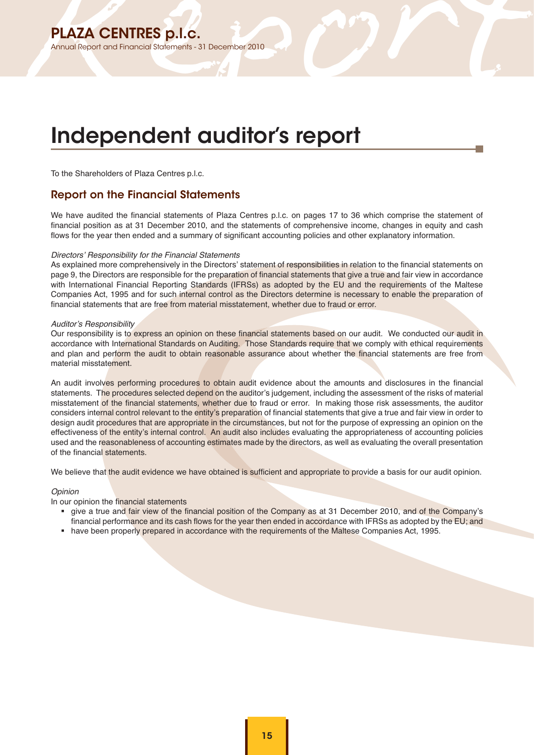# Independent auditor's report

To the Shareholders of Plaza Centres p.l.c.

## Report on the Financial Statements

We have audited the financial statements of Plaza Centres p.l.c. on pages 17 to 36 which comprise the statement of financial position as at 31 December 2010, and the statements of comprehensive income, changes in equity and cash flows for the year then ended and a summary of significant accounting policies and other explanatory information.

*Directors' Responsibility for the Financial Statements*

As explained more comprehensively in the Directors' statement of responsibilities in relation to the financial statements on page 9, the Directors are responsible for the preparation of financial statements that give a true and fair view in accordance with International Financial Reporting Standards (IFRSs) as adopted by the EU and the requirements of the Maltese Companies Act, 1995 and for such internal control as the Directors determine is necessary to enable the preparation of financial statements that are free from material misstatement, whether due to fraud or error.

*Auditor's Responsibility*

Our responsibility is to express an opinion on these financial statements based on our audit. We conducted our audit in accordance with International Standards on Auditing. Those Standards require that we comply with ethical requirements and plan and perform the audit to obtain reasonable assurance about whether the financial statements are free from material misstatement.

An audit involves performing procedures to obtain audit evidence about the amounts and disclosures in the financial statements. The procedures selected depend on the auditor's judgement, including the assessment of the risks of material misstatement of the financial statements, whether due to fraud or error. In making those risk assessments, the auditor considers internal control relevant to the entity's preparation of financial statements that give a true and fair view in order to design audit procedures that are appropriate in the circumstances, but not for the purpose of expressing an opinion on the effectiveness of the entity's internal control. An audit also includes evaluating the appropriateness of accounting policies used and the reasonableness of accounting estimates made by the directors, as well as evaluating the overall presentation of the financial statements.

We believe that the audit evidence we have obtained is sufficient and appropriate to provide a basis for our audit opinion.

*Opinion*

In our opinion the financial statements

- give a true and fair view of the financial position of the Company as at 31 December 2010, and of the Company's financial performance and its cash flows for the year then ended in accordance with IFRSs as adopted by the EU; and
- have been properly prepared in accordance with the requirements of the Maltese Companies Act, 1995.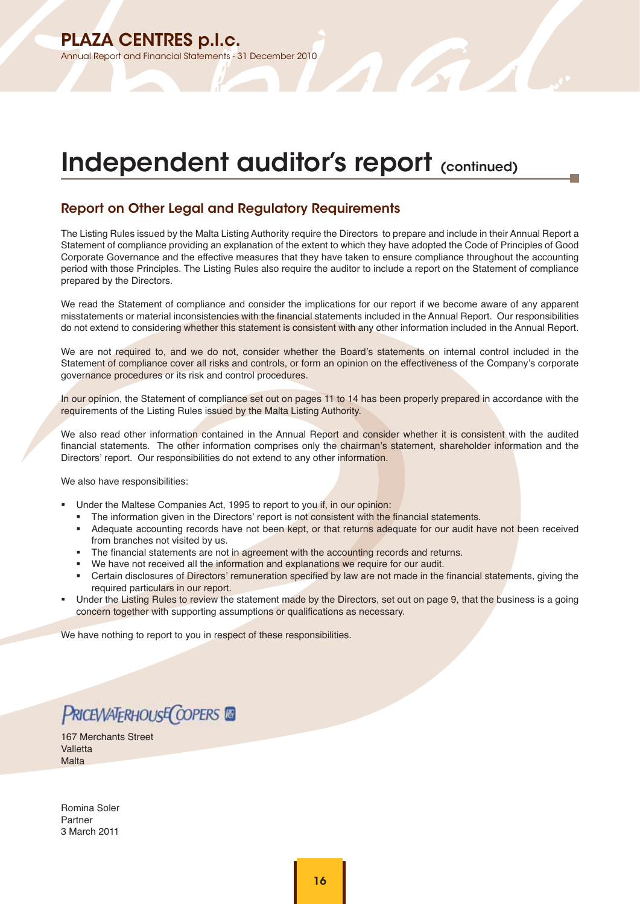# Independent auditor's report (continued)

## Report on Other Legal and Regulatory Requirements

The Listing Rules issued by the Malta Listing Authority require the Directors to prepare and include in their Annual Report a Statement of compliance providing an explanation of the extent to which they have adopted the Code of Principles of Good Corporate Governance and the effective measures that they have taken to ensure compliance throughout the accounting period with those Principles. The Listing Rules also require the auditor to include a report on the Statement of compliance prepared by the Directors.

We read the Statement of compliance and consider the implications for our report if we become aware of any apparent misstatements or material inconsistencies with the financial statements included in the Annual Report. Our responsibilities do not extend to considering whether this statement is consistent with any other information included in the Annual Report.

We are not required to, and we do not, consider whether the Board's statements on internal control included in the Statement of compliance cover all risks and controls, or form an opinion on the effectiveness of the Company's corporate governance procedures or its risk and control procedures.

In our opinion, the Statement of compliance set out on pages 11 to 14 has been properly prepared in accordance with the requirements of the Listing Rules issued by the Malta Listing Authority.

We also read other information contained in the Annual Report and consider whether it is consistent with the audited financial statements. The other information comprises only the chairman's statement, shareholder information and the Directors' report. Our responsibilities do not extend to any other information.

We also have responsibilities:

- Under the Maltese Companies Act, 1995 to report to you if, in our opinion:
  - The information given in the Directors' report is not consistent with the financial statements.
  - Adequate accounting records have not been kept, or that returns adequate for our audit have not been received from branches not visited by us.
  - The financial statements are not in agreement with the accounting records and returns.
  - We have not received all the information and explanations we require for our audit.
  - Certain disclosures of Directors' remuneration specified by law are not made in the financial statements, giving the required particulars in our report.
- Under the Listing Rules to review the statement made by the Directors, set out on page 9, that the business is a going concern together with supporting assumptions or qualifications as necessary.

We have nothing to report to you in respect of these responsibilities.

PricewaterhouseCoopers

167 Merchants Street
Valletta
Malta

Romina Soler
Partner
3 March 2011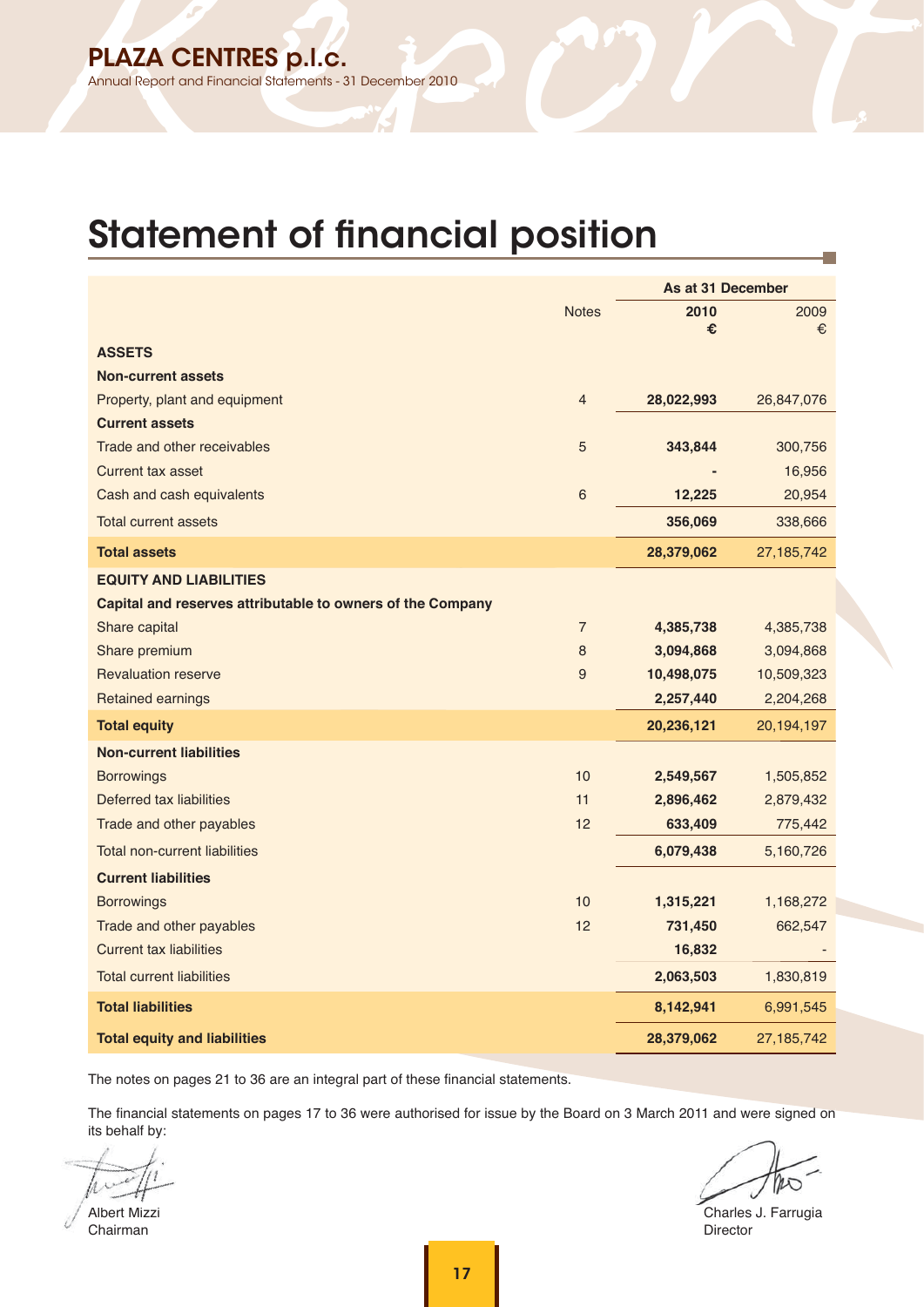# Statement of financial position

| | Notes | As at 31 December 2010 € | 2009 € |
|---|---|---|---|
| **ASSETS** | | | |
| **Non-current assets** | | | |
| Property, plant and equipment | 4 | **28,022,993** | 26,847,076 |
| **Current assets** | | | |
| Trade and other receivables | 5 | **343,844** | 300,756 |
| Current tax asset | | **-** | 16,956 |
| Cash and cash equivalents | 6 | **12,225** | 20,954 |
| Total current assets | | **356,069** | 338,666 |
| **Total assets** | | **28,379,062** | 27,185,742 |
| **EQUITY AND LIABILITIES** | | | |
| **Capital and reserves attributable to owners of the Company** | | | |
| Share capital | 7 | **4,385,738** | 4,385,738 |
| Share premium | 8 | **3,094,868** | 3,094,868 |
| Revaluation reserve | 9 | **10,498,075** | 10,509,323 |
| Retained earnings | | **2,257,440** | 2,204,268 |
| **Total equity** | | **20,236,121** | 20,194,197 |
| **Non-current liabilities** | | | |
| Borrowings | 10 | **2,549,567** | 1,505,852 |
| Deferred tax liabilities | 11 | **2,896,462** | 2,879,432 |
| Trade and other payables | 12 | **633,409** | 775,442 |
| Total non-current liabilities | | **6,079,438** | 5,160,726 |
| **Current liabilities** | | | |
| Borrowings | 10 | **1,315,221** | 1,168,272 |
| Trade and other payables | 12 | **731,450** | 662,547 |
| Current tax liabilities | | **16,832** | - |
| Total current liabilities | | **2,063,503** | 1,830,819 |
| **Total liabilities** | | **8,142,941** | 6,991,545 |
| **Total equity and liabilities** | | **28,379,062** | 27,185,742 |

The notes on pages 21 to 36 are an integral part of these financial statements.

The financial statements on pages 17 to 36 were authorised for issue by the Board on 3 March 2011 and were signed on its behalf by:

Albert Mizzi
Chairman

Charles J. Farrugia
Director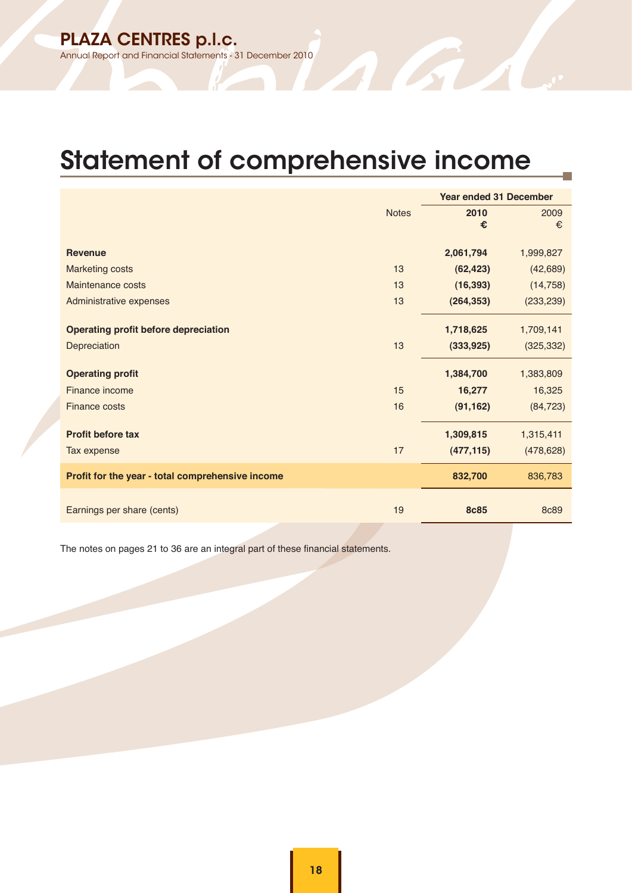# Statement of comprehensive income

| | Notes | Year ended 31 December | |
|---|---|---|---|
| | | **2010** | 2009 |
| | | **€** | € |
| **Revenue** | | **2,061,794** | 1,999,827 |
| Marketing costs | 13 | **(62,423)** | (42,689) |
| Maintenance costs | 13 | **(16,393)** | (14,758) |
| Administrative expenses | 13 | **(264,353)** | (233,239) |
| **Operating profit before depreciation** | | **1,718,625** | 1,709,141 |
| Depreciation | 13 | **(333,925)** | (325,332) |
| **Operating profit** | | **1,384,700** | 1,383,809 |
| Finance income | 15 | **16,277** | 16,325 |
| Finance costs | 16 | **(91,162)** | (84,723) |
| **Profit before tax** | | **1,309,815** | 1,315,411 |
| Tax expense | 17 | **(477,115)** | (478,628) |
| **Profit for the year - total comprehensive income** | | **832,700** | 836,783 |
| Earnings per share (cents) | 19 | **8c85** | 8c89 |

The notes on pages 21 to 36 are an integral part of these financial statements.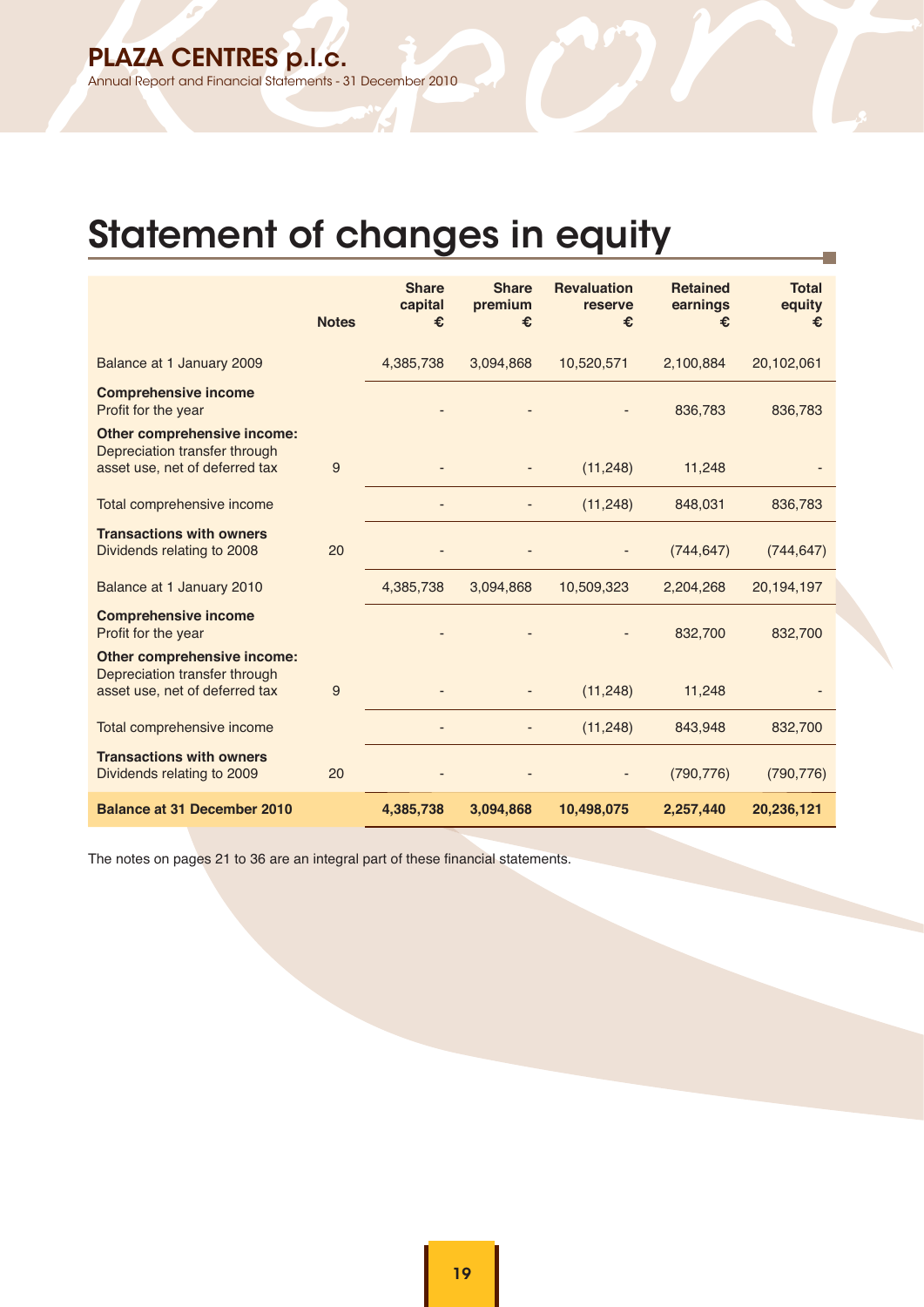# Statement of changes in equity

| | Notes | Share capital € | Share premium € | Revaluation reserve € | Retained earnings € | Total equity € |
|---|---|---|---|---|---|---|
| Balance at 1 January 2009 | | 4,385,738 | 3,094,868 | 10,520,571 | 2,100,884 | 20,102,061 |
| **Comprehensive income** | | | | | | |
| Profit for the year | | - | - | - | 836,783 | 836,783 |
| **Other comprehensive income:** | | | | | | |
| Depreciation transfer through asset use, net of deferred tax | 9 | - | - | (11,248) | 11,248 | - |
| Total comprehensive income | | - | - | (11,248) | 848,031 | 836,783 |
| **Transactions with owners** | | | | | | |
| Dividends relating to 2008 | 20 | - | - | - | (744,647) | (744,647) |
| Balance at 1 January 2010 | | 4,385,738 | 3,094,868 | 10,509,323 | 2,204,268 | 20,194,197 |
| **Comprehensive income** | | | | | | |
| Profit for the year | | - | - | - | 832,700 | 832,700 |
| **Other comprehensive income:** | | | | | | |
| Depreciation transfer through asset use, net of deferred tax | 9 | - | - | (11,248) | 11,248 | - |
| Total comprehensive income | | - | - | (11,248) | 843,948 | 832,700 |
| **Transactions with owners** | | | | | | |
| Dividends relating to 2009 | 20 | - | - | - | (790,776) | (790,776) |
| **Balance at 31 December 2010** | | **4,385,738** | **3,094,868** | **10,498,075** | **2,257,440** | **20,236,121** |

The notes on pages 21 to 36 are an integral part of these financial statements.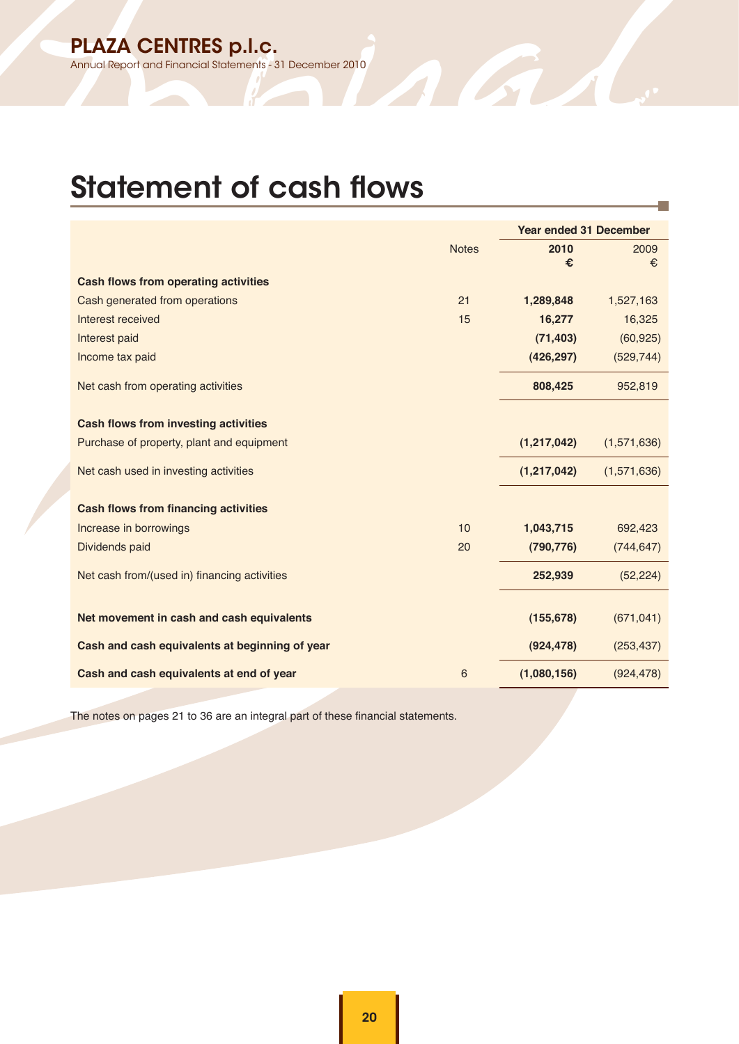# Statement of cash flows

| | Notes | Year ended 31 December 2010 € | 2009 € |
|---|---|---|---|
| **Cash flows from operating activities** | | | |
| Cash generated from operations | 21 | **1,289,848** | 1,527,163 |
| Interest received | 15 | **16,277** | 16,325 |
| Interest paid | | **(71,403)** | (60,925) |
| Income tax paid | | **(426,297)** | (529,744) |
| Net cash from operating activities | | **808,425** | 952,819 |
| **Cash flows from investing activities** | | | |
| Purchase of property, plant and equipment | | **(1,217,042)** | (1,571,636) |
| Net cash used in investing activities | | **(1,217,042)** | (1,571,636) |
| **Cash flows from financing activities** | | | |
| Increase in borrowings | 10 | **1,043,715** | 692,423 |
| Dividends paid | 20 | **(790,776)** | (744,647) |
| Net cash from/(used in) financing activities | | **252,939** | (52,224) |
| **Net movement in cash and cash equivalents** | | **(155,678)** | (671,041) |
| **Cash and cash equivalents at beginning of year** | | **(924,478)** | (253,437) |
| **Cash and cash equivalents at end of year** | 6 | **(1,080,156)** | (924,478) |

The notes on pages 21 to 36 are an integral part of these financial statements.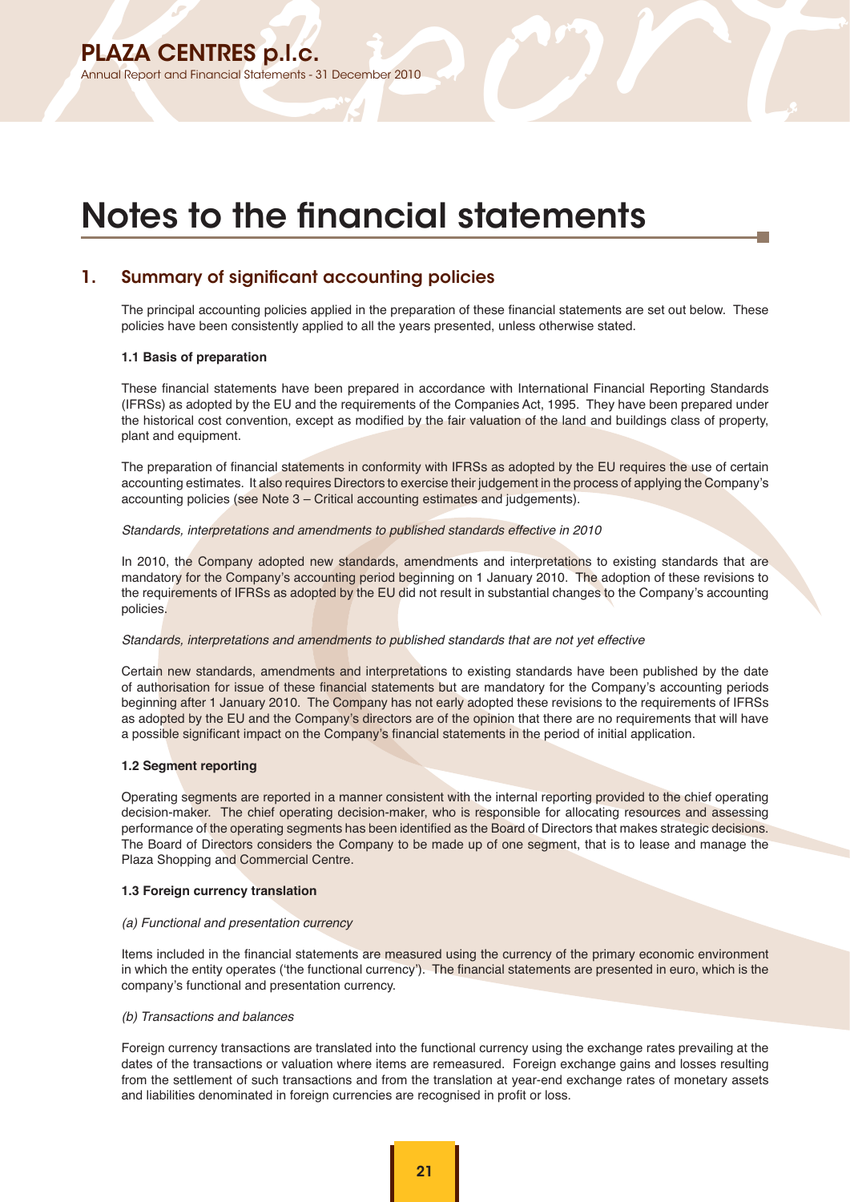# Notes to the financial statements

## 1. Summary of significant accounting policies

The principal accounting policies applied in the preparation of these financial statements are set out below. These policies have been consistently applied to all the years presented, unless otherwise stated.

### 1.1 Basis of preparation

These financial statements have been prepared in accordance with International Financial Reporting Standards (IFRSs) as adopted by the EU and the requirements of the Companies Act, 1995. They have been prepared under the historical cost convention, except as modified by the fair valuation of the land and buildings class of property, plant and equipment.

The preparation of financial statements in conformity with IFRSs as adopted by the EU requires the use of certain accounting estimates. It also requires Directors to exercise their judgement in the process of applying the Company's accounting policies (see Note 3 – Critical accounting estimates and judgements).

*Standards, interpretations and amendments to published standards effective in 2010*

In 2010, the Company adopted new standards, amendments and interpretations to existing standards that are mandatory for the Company's accounting period beginning on 1 January 2010. The adoption of these revisions to the requirements of IFRSs as adopted by the EU did not result in substantial changes to the Company's accounting policies.

*Standards, interpretations and amendments to published standards that are not yet effective*

Certain new standards, amendments and interpretations to existing standards have been published by the date of authorisation for issue of these financial statements but are mandatory for the Company's accounting periods beginning after 1 January 2010. The Company has not early adopted these revisions to the requirements of IFRSs as adopted by the EU and the Company's directors are of the opinion that there are no requirements that will have a possible significant impact on the Company's financial statements in the period of initial application.

### 1.2 Segment reporting

Operating segments are reported in a manner consistent with the internal reporting provided to the chief operating decision-maker. The chief operating decision-maker, who is responsible for allocating resources and assessing performance of the operating segments has been identified as the Board of Directors that makes strategic decisions. The Board of Directors considers the Company to be made up of one segment, that is to lease and manage the Plaza Shopping and Commercial Centre.

### 1.3 Foreign currency translation

*(a) Functional and presentation currency*

Items included in the financial statements are measured using the currency of the primary economic environment in which the entity operates ('the functional currency'). The financial statements are presented in euro, which is the company's functional and presentation currency.

*(b) Transactions and balances*

Foreign currency transactions are translated into the functional currency using the exchange rates prevailing at the dates of the transactions or valuation where items are remeasured. Foreign exchange gains and losses resulting from the settlement of such transactions and from the translation at year-end exchange rates of monetary assets and liabilities denominated in foreign currencies are recognised in profit or loss.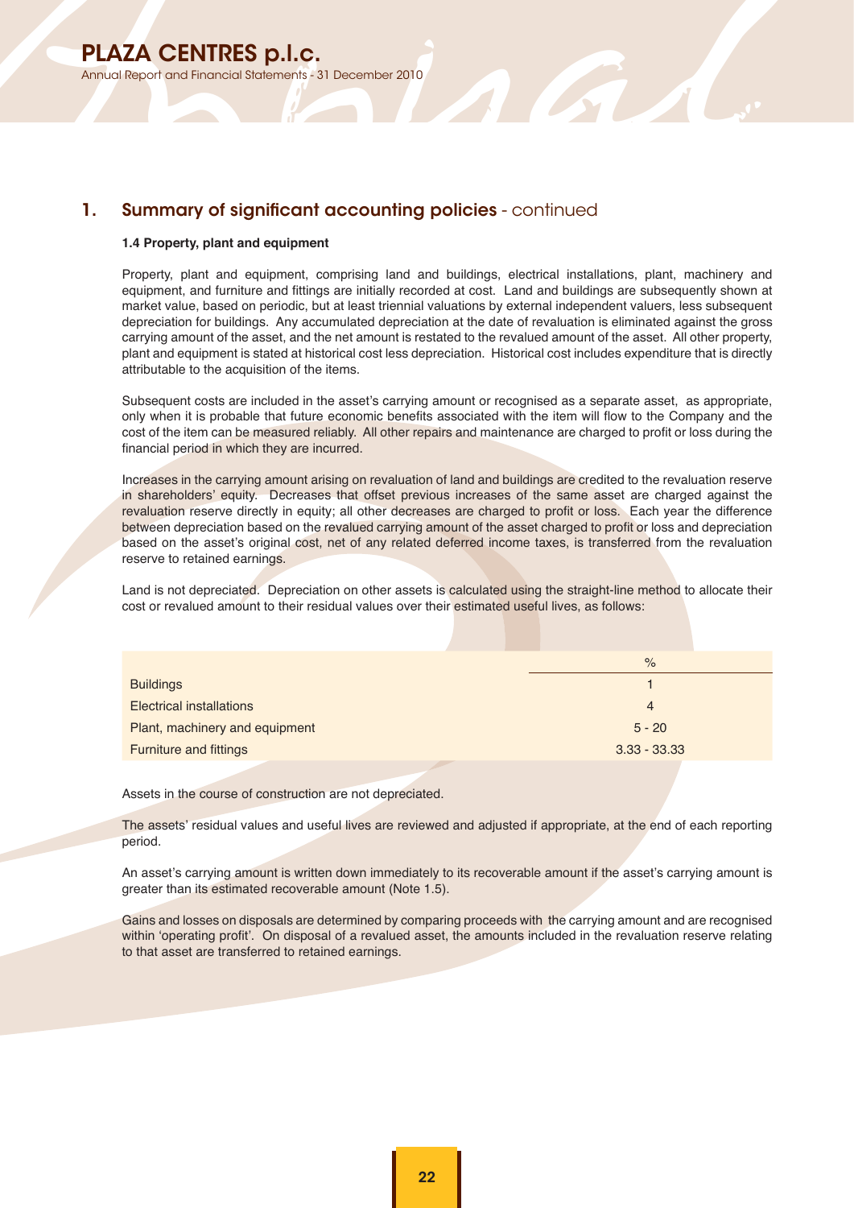## 1. Summary of significant accounting policies - continued

### 1.4 Property, plant and equipment

Property, plant and equipment, comprising land and buildings, electrical installations, plant, machinery and equipment, and furniture and fittings are initially recorded at cost. Land and buildings are subsequently shown at market value, based on periodic, but at least triennial valuations by external independent valuers, less subsequent depreciation for buildings. Any accumulated depreciation at the date of revaluation is eliminated against the gross carrying amount of the asset, and the net amount is restated to the revalued amount of the asset. All other property, plant and equipment is stated at historical cost less depreciation. Historical cost includes expenditure that is directly attributable to the acquisition of the items.

Subsequent costs are included in the asset's carrying amount or recognised as a separate asset, as appropriate, only when it is probable that future economic benefits associated with the item will flow to the Company and the cost of the item can be measured reliably. All other repairs and maintenance are charged to profit or loss during the financial period in which they are incurred.

Increases in the carrying amount arising on revaluation of land and buildings are credited to the revaluation reserve in shareholders' equity. Decreases that offset previous increases of the same asset are charged against the revaluation reserve directly in equity; all other decreases are charged to profit or loss. Each year the difference between depreciation based on the revalued carrying amount of the asset charged to profit or loss and depreciation based on the asset's original cost, net of any related deferred income taxes, is transferred from the revaluation reserve to retained earnings.

Land is not depreciated. Depreciation on other assets is calculated using the straight-line method to allocate their cost or revalued amount to their residual values over their estimated useful lives, as follows:

| | % |
|---|---|
| Buildings | 1 |
| Electrical installations | 4 |
| Plant, machinery and equipment | 5 - 20 |
| Furniture and fittings | 3.33 - 33.33 |

Assets in the course of construction are not depreciated.

The assets' residual values and useful lives are reviewed and adjusted if appropriate, at the end of each reporting period.

An asset's carrying amount is written down immediately to its recoverable amount if the asset's carrying amount is greater than its estimated recoverable amount (Note 1.5).

Gains and losses on disposals are determined by comparing proceeds with the carrying amount and are recognised within 'operating profit'. On disposal of a revalued asset, the amounts included in the revaluation reserve relating to that asset are transferred to retained earnings.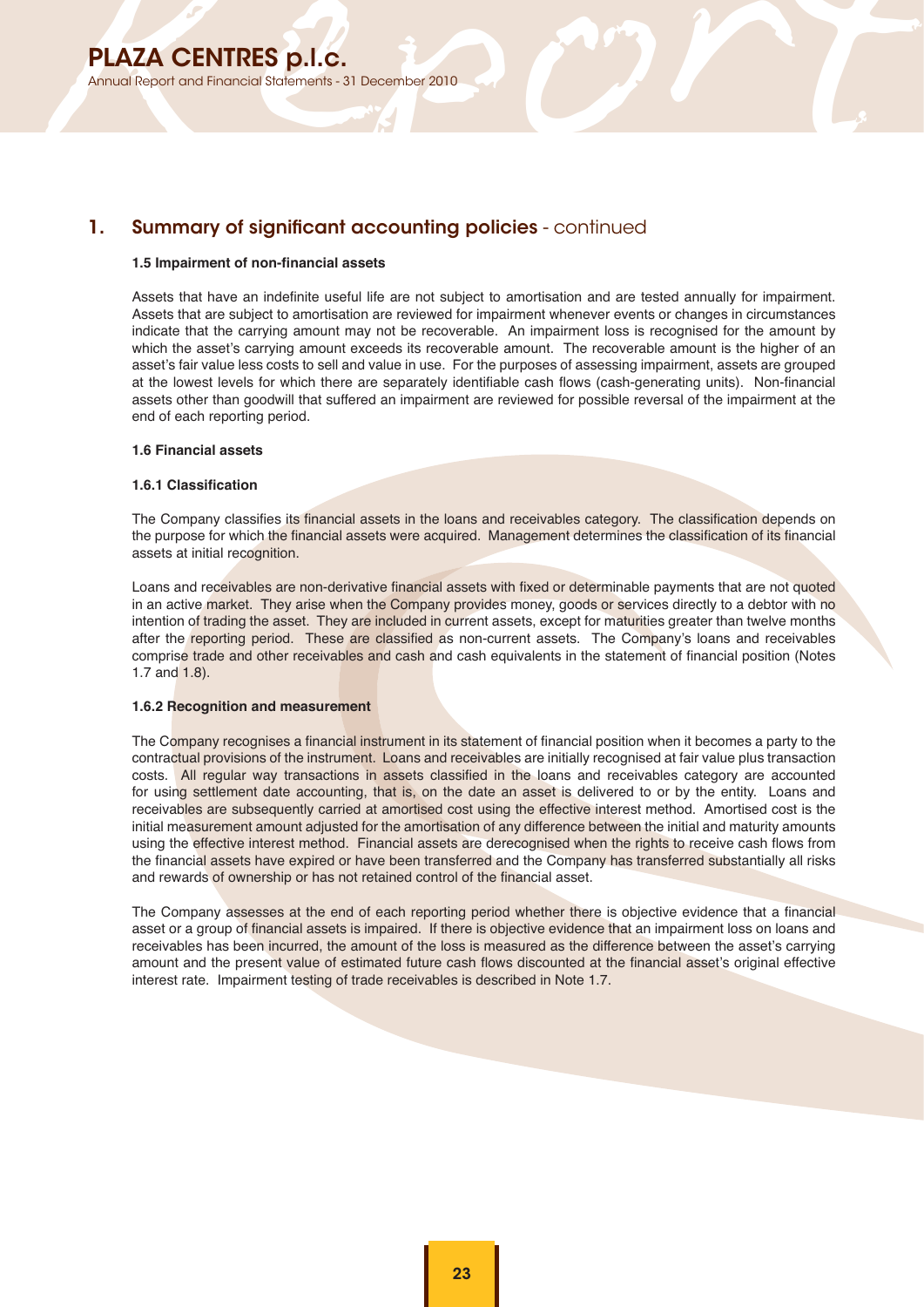## 1. Summary of significant accounting policies - continued

### 1.5 Impairment of non-financial assets

Assets that have an indefinite useful life are not subject to amortisation and are tested annually for impairment. Assets that are subject to amortisation are reviewed for impairment whenever events or changes in circumstances indicate that the carrying amount may not be recoverable. An impairment loss is recognised for the amount by which the asset's carrying amount exceeds its recoverable amount. The recoverable amount is the higher of an asset's fair value less costs to sell and value in use. For the purposes of assessing impairment, assets are grouped at the lowest levels for which there are separately identifiable cash flows (cash-generating units). Non-financial assets other than goodwill that suffered an impairment are reviewed for possible reversal of the impairment at the end of each reporting period.

### 1.6 Financial assets

#### 1.6.1 Classification

The Company classifies its financial assets in the loans and receivables category. The classification depends on the purpose for which the financial assets were acquired. Management determines the classification of its financial assets at initial recognition.

Loans and receivables are non-derivative financial assets with fixed or determinable payments that are not quoted in an active market. They arise when the Company provides money, goods or services directly to a debtor with no intention of trading the asset. They are included in current assets, except for maturities greater than twelve months after the reporting period. These are classified as non-current assets. The Company's loans and receivables comprise trade and other receivables and cash and cash equivalents in the statement of financial position (Notes 1.7 and 1.8).

#### 1.6.2 Recognition and measurement

The Company recognises a financial instrument in its statement of financial position when it becomes a party to the contractual provisions of the instrument. Loans and receivables are initially recognised at fair value plus transaction costs. All regular way transactions in assets classified in the loans and receivables category are accounted for using settlement date accounting, that is, on the date an asset is delivered to or by the entity. Loans and receivables are subsequently carried at amortised cost using the effective interest method. Amortised cost is the initial measurement amount adjusted for the amortisation of any difference between the initial and maturity amounts using the effective interest method. Financial assets are derecognised when the rights to receive cash flows from the financial assets have expired or have been transferred and the Company has transferred substantially all risks and rewards of ownership or has not retained control of the financial asset.

The Company assesses at the end of each reporting period whether there is objective evidence that a financial asset or a group of financial assets is impaired. If there is objective evidence that an impairment loss on loans and receivables has been incurred, the amount of the loss is measured as the difference between the asset's carrying amount and the present value of estimated future cash flows discounted at the financial asset's original effective interest rate. Impairment testing of trade receivables is described in Note 1.7.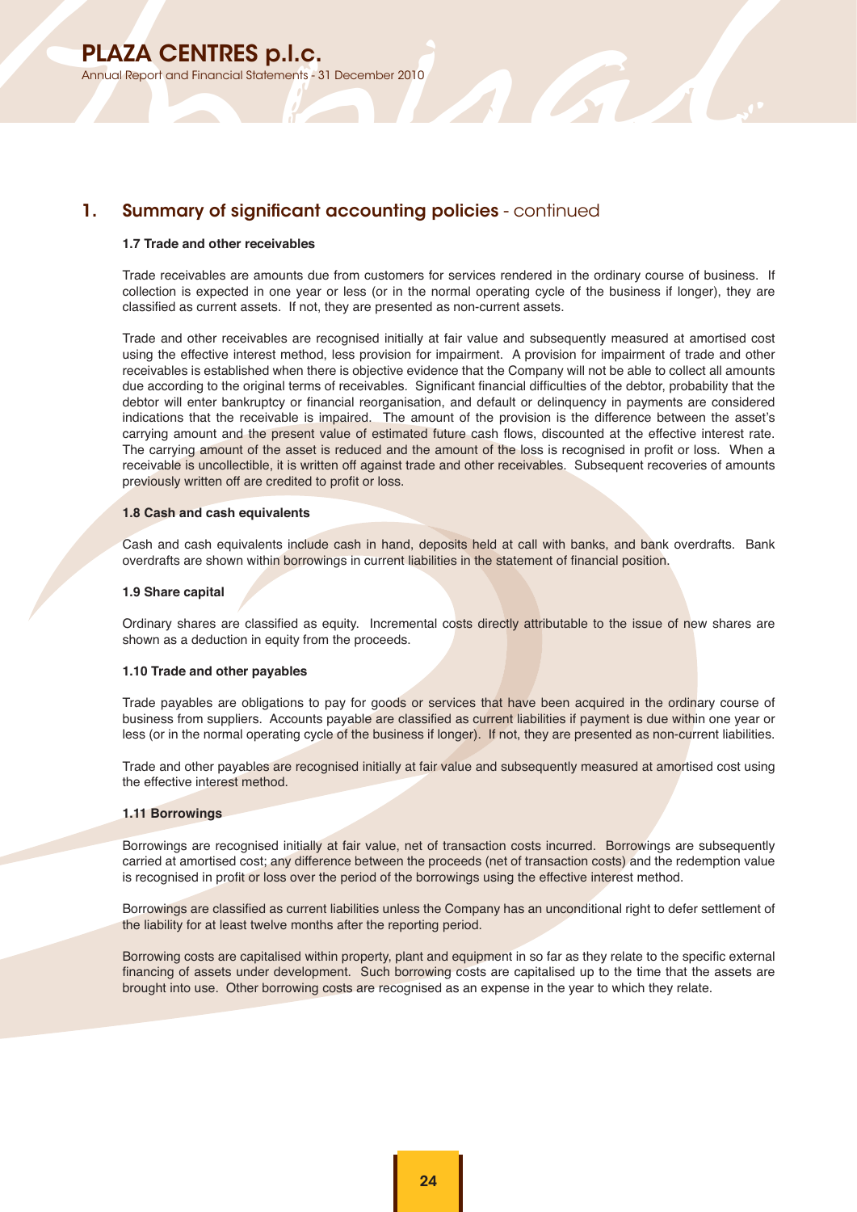## 1. Summary of significant accounting policies - continued

### 1.7 Trade and other receivables

Trade receivables are amounts due from customers for services rendered in the ordinary course of business. If collection is expected in one year or less (or in the normal operating cycle of the business if longer), they are classified as current assets. If not, they are presented as non-current assets.

Trade and other receivables are recognised initially at fair value and subsequently measured at amortised cost using the effective interest method, less provision for impairment. A provision for impairment of trade and other receivables is established when there is objective evidence that the Company will not be able to collect all amounts due according to the original terms of receivables. Significant financial difficulties of the debtor, probability that the debtor will enter bankruptcy or financial reorganisation, and default or delinquency in payments are considered indications that the receivable is impaired. The amount of the provision is the difference between the asset's carrying amount and the present value of estimated future cash flows, discounted at the effective interest rate. The carrying amount of the asset is reduced and the amount of the loss is recognised in profit or loss. When a receivable is uncollectible, it is written off against trade and other receivables. Subsequent recoveries of amounts previously written off are credited to profit or loss.

### 1.8 Cash and cash equivalents

Cash and cash equivalents include cash in hand, deposits held at call with banks, and bank overdrafts. Bank overdrafts are shown within borrowings in current liabilities in the statement of financial position.

### 1.9 Share capital

Ordinary shares are classified as equity. Incremental costs directly attributable to the issue of new shares are shown as a deduction in equity from the proceeds.

### 1.10 Trade and other payables

Trade payables are obligations to pay for goods or services that have been acquired in the ordinary course of business from suppliers. Accounts payable are classified as current liabilities if payment is due within one year or less (or in the normal operating cycle of the business if longer). If not, they are presented as non-current liabilities.

Trade and other payables are recognised initially at fair value and subsequently measured at amortised cost using the effective interest method.

### 1.11 Borrowings

Borrowings are recognised initially at fair value, net of transaction costs incurred. Borrowings are subsequently carried at amortised cost; any difference between the proceeds (net of transaction costs) and the redemption value is recognised in profit or loss over the period of the borrowings using the effective interest method.

Borrowings are classified as current liabilities unless the Company has an unconditional right to defer settlement of the liability for at least twelve months after the reporting period.

Borrowing costs are capitalised within property, plant and equipment in so far as they relate to the specific external financing of assets under development. Such borrowing costs are capitalised up to the time that the assets are brought into use. Other borrowing costs are recognised as an expense in the year to which they relate.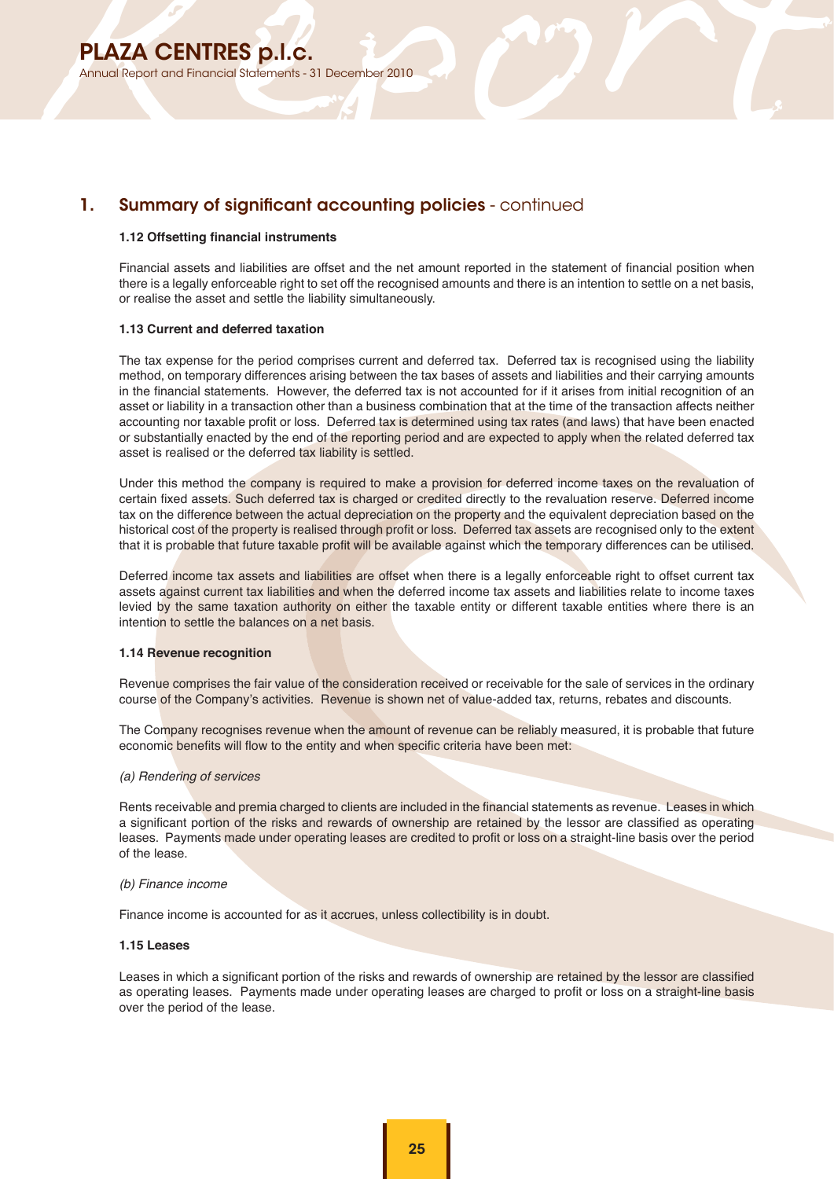## 1. Summary of significant accounting policies - continued

### 1.12 Offsetting financial instruments

Financial assets and liabilities are offset and the net amount reported in the statement of financial position when there is a legally enforceable right to set off the recognised amounts and there is an intention to settle on a net basis, or realise the asset and settle the liability simultaneously.

### 1.13 Current and deferred taxation

The tax expense for the period comprises current and deferred tax. Deferred tax is recognised using the liability method, on temporary differences arising between the tax bases of assets and liabilities and their carrying amounts in the financial statements. However, the deferred tax is not accounted for if it arises from initial recognition of an asset or liability in a transaction other than a business combination that at the time of the transaction affects neither accounting nor taxable profit or loss. Deferred tax is determined using tax rates (and laws) that have been enacted or substantially enacted by the end of the reporting period and are expected to apply when the related deferred tax asset is realised or the deferred tax liability is settled.

Under this method the company is required to make a provision for deferred income taxes on the revaluation of certain fixed assets. Such deferred tax is charged or credited directly to the revaluation reserve. Deferred income tax on the difference between the actual depreciation on the property and the equivalent depreciation based on the historical cost of the property is realised through profit or loss. Deferred tax assets are recognised only to the extent that it is probable that future taxable profit will be available against which the temporary differences can be utilised.

Deferred income tax assets and liabilities are offset when there is a legally enforceable right to offset current tax assets against current tax liabilities and when the deferred income tax assets and liabilities relate to income taxes levied by the same taxation authority on either the taxable entity or different taxable entities where there is an intention to settle the balances on a net basis.

### 1.14 Revenue recognition

Revenue comprises the fair value of the consideration received or receivable for the sale of services in the ordinary course of the Company's activities. Revenue is shown net of value-added tax, returns, rebates and discounts.

The Company recognises revenue when the amount of revenue can be reliably measured, it is probable that future economic benefits will flow to the entity and when specific criteria have been met:

*(a) Rendering of services*

Rents receivable and premia charged to clients are included in the financial statements as revenue. Leases in which a significant portion of the risks and rewards of ownership are retained by the lessor are classified as operating leases. Payments made under operating leases are credited to profit or loss on a straight-line basis over the period of the lease.

*(b) Finance income*

Finance income is accounted for as it accrues, unless collectibility is in doubt.

### 1.15 Leases

Leases in which a significant portion of the risks and rewards of ownership are retained by the lessor are classified as operating leases. Payments made under operating leases are charged to profit or loss on a straight-line basis over the period of the lease.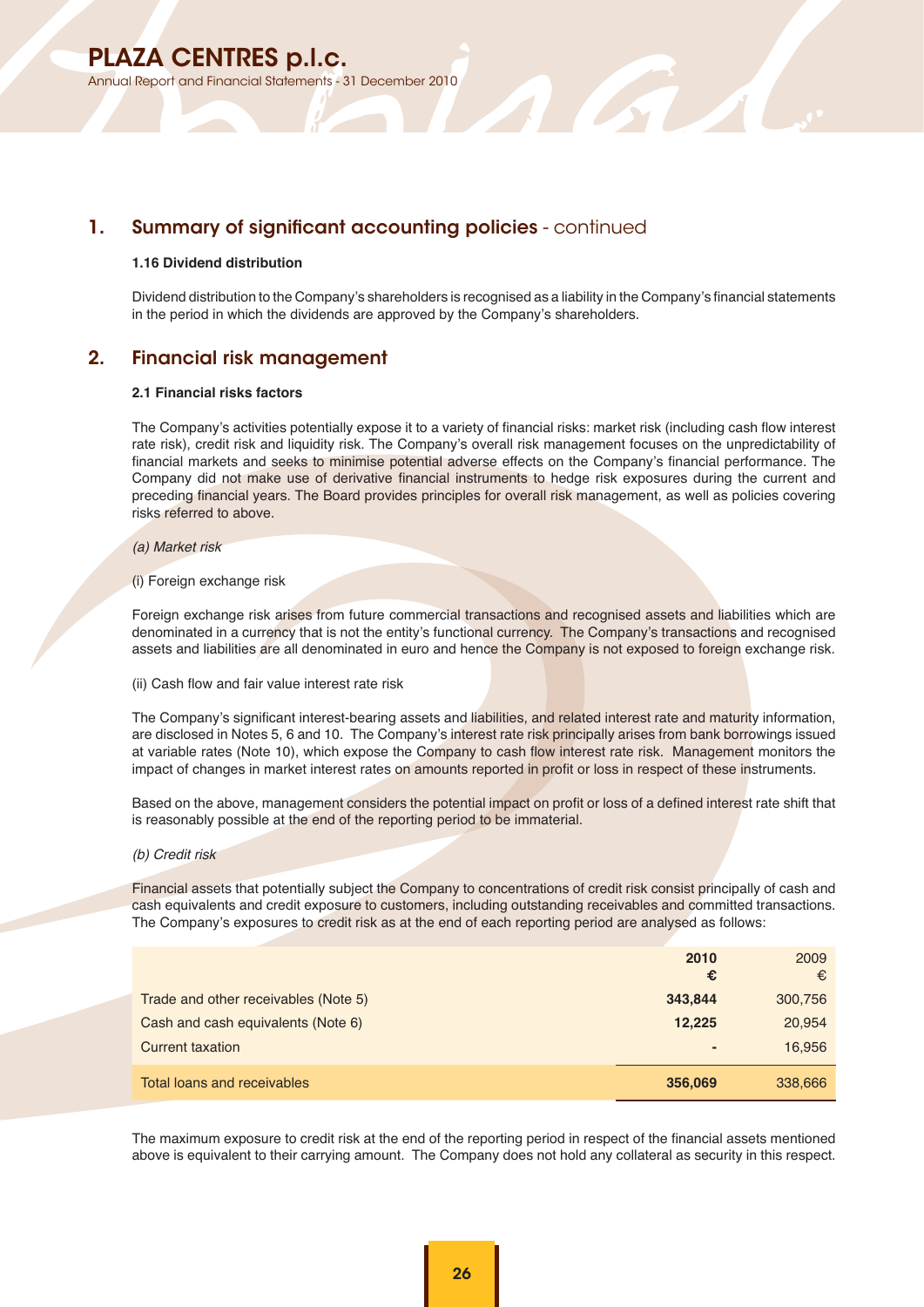## 1. Summary of significant accounting policies - continued

### 1.16 Dividend distribution

Dividend distribution to the Company's shareholders is recognised as a liability in the Company's financial statements in the period in which the dividends are approved by the Company's shareholders.

## 2. Financial risk management

### 2.1 Financial risks factors

The Company's activities potentially expose it to a variety of financial risks: market risk (including cash flow interest rate risk), credit risk and liquidity risk. The Company's overall risk management focuses on the unpredictability of financial markets and seeks to minimise potential adverse effects on the Company's financial performance. The Company did not make use of derivative financial instruments to hedge risk exposures during the current and preceding financial years. The Board provides principles for overall risk management, as well as policies covering risks referred to above.

*(a) Market risk*

(i) Foreign exchange risk

Foreign exchange risk arises from future commercial transactions and recognised assets and liabilities which are denominated in a currency that is not the entity's functional currency. The Company's transactions and recognised assets and liabilities are all denominated in euro and hence the Company is not exposed to foreign exchange risk.

(ii) Cash flow and fair value interest rate risk

The Company's significant interest-bearing assets and liabilities, and related interest rate and maturity information, are disclosed in Notes 5, 6 and 10. The Company's interest rate risk principally arises from bank borrowings issued at variable rates (Note 10), which expose the Company to cash flow interest rate risk. Management monitors the impact of changes in market interest rates on amounts reported in profit or loss in respect of these instruments.

Based on the above, management considers the potential impact on profit or loss of a defined interest rate shift that is reasonably possible at the end of the reporting period to be immaterial.

*(b) Credit risk*

Financial assets that potentially subject the Company to concentrations of credit risk consist principally of cash and cash equivalents and credit exposure to customers, including outstanding receivables and committed transactions. The Company's exposures to credit risk as at the end of each reporting period are analysed as follows:

| | **2010** €| 2009 € |
|---|---|---|
| Trade and other receivables (Note 5) | **343,844** | 300,756 |
| Cash and cash equivalents (Note 6) | **12,225** | 20,954 |
| Current taxation | **-** | 16,956 |
| Total loans and receivables | **356,069** | 338,666 |

The maximum exposure to credit risk at the end of the reporting period in respect of the financial assets mentioned above is equivalent to their carrying amount. The Company does not hold any collateral as security in this respect.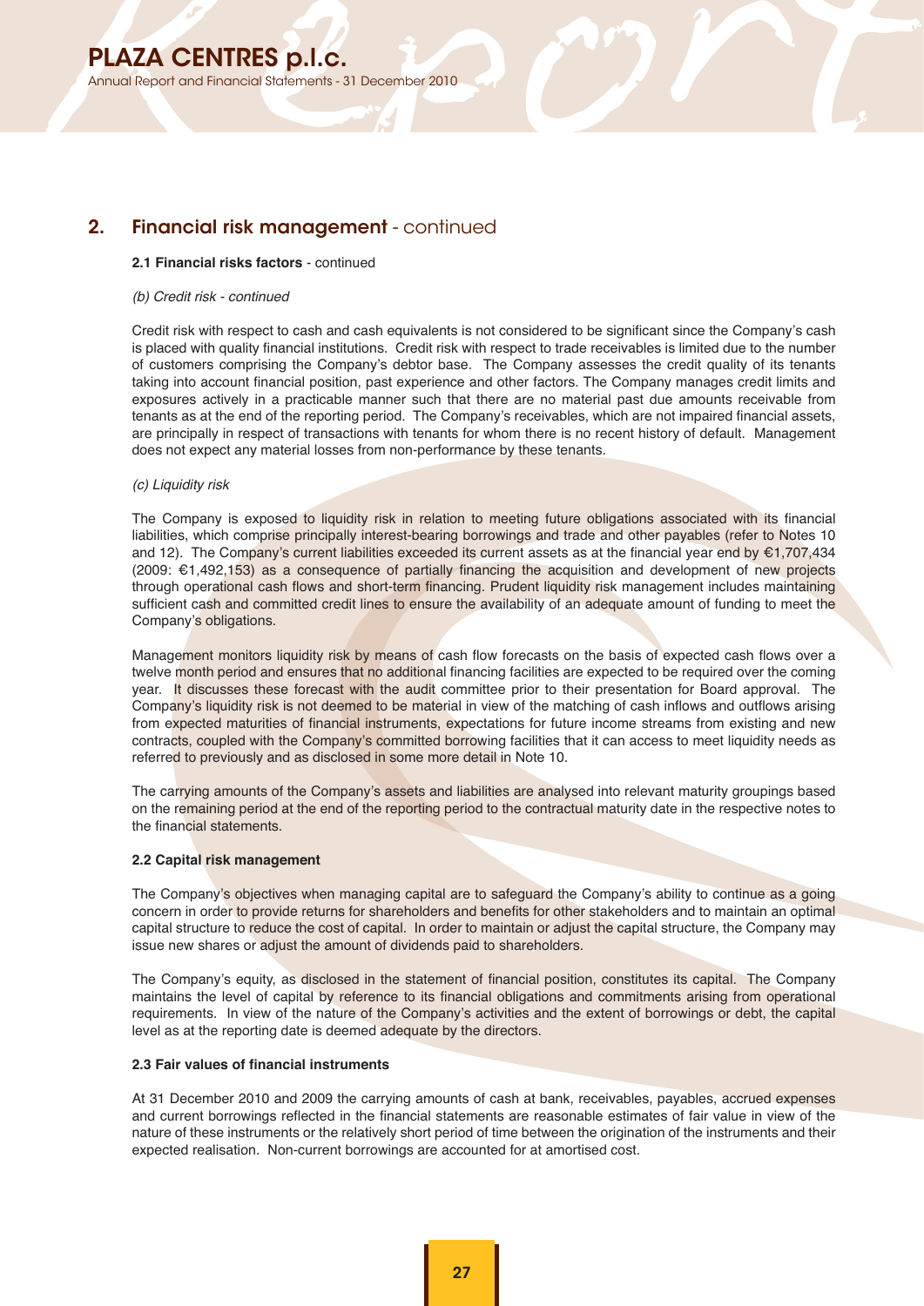## 2. Financial risk management - continued

**2.1 Financial risks factors** - continued

*(b) Credit risk - continued*

Credit risk with respect to cash and cash equivalents is not considered to be significant since the Company's cash is placed with quality financial institutions. Credit risk with respect to trade receivables is limited due to the number of customers comprising the Company's debtor base. The Company assesses the credit quality of its tenants taking into account financial position, past experience and other factors. The Company manages credit limits and exposures actively in a practicable manner such that there are no material past due amounts receivable from tenants as at the end of the reporting period. The Company's receivables, which are not impaired financial assets, are principally in respect of transactions with tenants for whom there is no recent history of default. Management does not expect any material losses from non-performance by these tenants.

*(c) Liquidity risk*

The Company is exposed to liquidity risk in relation to meeting future obligations associated with its financial liabilities, which comprise principally interest-bearing borrowings and trade and other payables (refer to Notes 10 and 12). The Company's current liabilities exceeded its current assets as at the financial year end by €1,707,434 (2009: €1,492,153) as a consequence of partially financing the acquisition and development of new projects through operational cash flows and short-term financing. Prudent liquidity risk management includes maintaining sufficient cash and committed credit lines to ensure the availability of an adequate amount of funding to meet the Company's obligations.

Management monitors liquidity risk by means of cash flow forecasts on the basis of expected cash flows over a twelve month period and ensures that no additional financing facilities are expected to be required over the coming year. It discusses these forecast with the audit committee prior to their presentation for Board approval. The Company's liquidity risk is not deemed to be material in view of the matching of cash inflows and outflows arising from expected maturities of financial instruments, expectations for future income streams from existing and new contracts, coupled with the Company's committed borrowing facilities that it can access to meet liquidity needs as referred to previously and as disclosed in some more detail in Note 10.

The carrying amounts of the Company's assets and liabilities are analysed into relevant maturity groupings based on the remaining period at the end of the reporting period to the contractual maturity date in the respective notes to the financial statements.

**2.2 Capital risk management**

The Company's objectives when managing capital are to safeguard the Company's ability to continue as a going concern in order to provide returns for shareholders and benefits for other stakeholders and to maintain an optimal capital structure to reduce the cost of capital. In order to maintain or adjust the capital structure, the Company may issue new shares or adjust the amount of dividends paid to shareholders.

The Company's equity, as disclosed in the statement of financial position, constitutes its capital. The Company maintains the level of capital by reference to its financial obligations and commitments arising from operational requirements. In view of the nature of the Company's activities and the extent of borrowings or debt, the capital level as at the reporting date is deemed adequate by the directors.

**2.3 Fair values of financial instruments**

At 31 December 2010 and 2009 the carrying amounts of cash at bank, receivables, payables, accrued expenses and current borrowings reflected in the financial statements are reasonable estimates of fair value in view of the nature of these instruments or the relatively short period of time between the origination of the instruments and their expected realisation. Non-current borrowings are accounted for at amortised cost.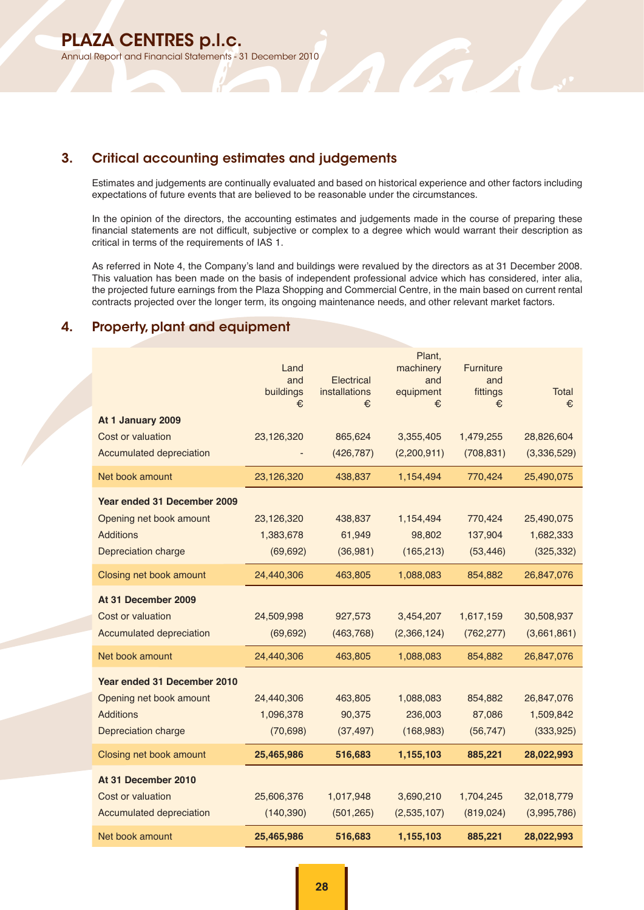## 3. Critical accounting estimates and judgements

Estimates and judgements are continually evaluated and based on historical experience and other factors including expectations of future events that are believed to be reasonable under the circumstances.

In the opinion of the directors, the accounting estimates and judgements made in the course of preparing these financial statements are not difficult, subjective or complex to a degree which would warrant their description as critical in terms of the requirements of IAS 1.

As referred in Note 4, the Company's land and buildings were revalued by the directors as at 31 December 2008. This valuation has been made on the basis of independent professional advice which has considered, inter alia, the projected future earnings from the Plaza Shopping and Commercial Centre, in the main based on current rental contracts projected over the longer term, its ongoing maintenance needs, and other relevant market factors.

## 4. Property, plant and equipment

| | Land and buildings € | Electrical installations € | Plant, machinery and equipment € | Furniture and fittings € | Total € |
|---|---|---|---|---|---|
| **At 1 January 2009** | | | | | |
| Cost or valuation | 23,126,320 | 865,624 | 3,355,405 | 1,479,255 | 28,826,604 |
| Accumulated depreciation | - | (426,787) | (2,200,911) | (708,831) | (3,336,529) |
| Net book amount | 23,126,320 | 438,837 | 1,154,494 | 770,424 | 25,490,075 |
| **Year ended 31 December 2009** | | | | | |
| Opening net book amount | 23,126,320 | 438,837 | 1,154,494 | 770,424 | 25,490,075 |
| Additions | 1,383,678 | 61,949 | 98,802 | 137,904 | 1,682,333 |
| Depreciation charge | (69,692) | (36,981) | (165,213) | (53,446) | (325,332) |
| Closing net book amount | 24,440,306 | 463,805 | 1,088,083 | 854,882 | 26,847,076 |
| **At 31 December 2009** | | | | | |
| Cost or valuation | 24,509,998 | 927,573 | 3,454,207 | 1,617,159 | 30,508,937 |
| Accumulated depreciation | (69,692) | (463,768) | (2,366,124) | (762,277) | (3,661,861) |
| Net book amount | 24,440,306 | 463,805 | 1,088,083 | 854,882 | 26,847,076 |
| **Year ended 31 December 2010** | | | | | |
| Opening net book amount | 24,440,306 | 463,805 | 1,088,083 | 854,882 | 26,847,076 |
| Additions | 1,096,378 | 90,375 | 236,003 | 87,086 | 1,509,842 |
| Depreciation charge | (70,698) | (37,497) | (168,983) | (56,747) | (333,925) |
| Closing net book amount | **25,465,986** | **516,683** | **1,155,103** | **885,221** | **28,022,993** |
| **At 31 December 2010** | | | | | |
| Cost or valuation | 25,606,376 | 1,017,948 | 3,690,210 | 1,704,245 | 32,018,779 |
| Accumulated depreciation | (140,390) | (501,265) | (2,535,107) | (819,024) | (3,995,786) |
| Net book amount | **25,465,986** | **516,683** | **1,155,103** | **885,221** | **28,022,993** |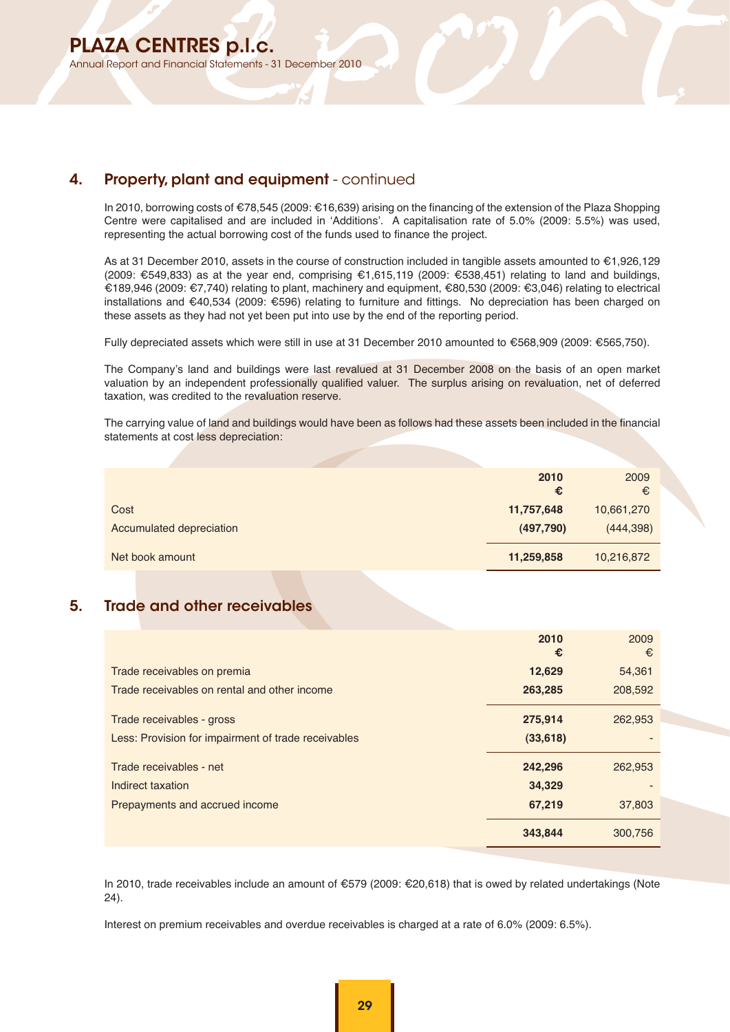## 4. Property, plant and equipment - continued

In 2010, borrowing costs of €78,545 (2009: €16,639) arising on the financing of the extension of the Plaza Shopping Centre were capitalised and are included in 'Additions'. A capitalisation rate of 5.0% (2009: 5.5%) was used, representing the actual borrowing cost of the funds used to finance the project.

As at 31 December 2010, assets in the course of construction included in tangible assets amounted to €1,926,129 (2009: €549,833) as at the year end, comprising €1,615,119 (2009: €538,451) relating to land and buildings, €189,946 (2009: €7,740) relating to plant, machinery and equipment, €80,530 (2009: €3,046) relating to electrical installations and €40,534 (2009: €596) relating to furniture and fittings. No depreciation has been charged on these assets as they had not yet been put into use by the end of the reporting period.

Fully depreciated assets which were still in use at 31 December 2010 amounted to €568,909 (2009: €565,750).

The Company's land and buildings were last revalued at 31 December 2008 on the basis of an open market valuation by an independent professionally qualified valuer. The surplus arising on revaluation, net of deferred taxation, was credited to the revaluation reserve.

The carrying value of land and buildings would have been as follows had these assets been included in the financial statements at cost less depreciation:

| | **2010 €** | 2009 € |
|---|---|---|
| Cost | **11,757,648** | 10,661,270 |
| Accumulated depreciation | **(497,790)** | (444,398) |
| Net book amount | **11,259,858** | 10,216,872 |

## 5. Trade and other receivables

| | **2010 €** | 2009 € |
|---|---|---|
| Trade receivables on premia | **12,629** | 54,361 |
| Trade receivables on rental and other income | **263,285** | 208,592 |
| Trade receivables - gross | **275,914** | 262,953 |
| Less: Provision for impairment of trade receivables | **(33,618)** | - |
| Trade receivables - net | **242,296** | 262,953 |
| Indirect taxation | **34,329** | - |
| Prepayments and accrued income | **67,219** | 37,803 |
| | **343,844** | 300,756 |

In 2010, trade receivables include an amount of €579 (2009: €20,618) that is owed by related undertakings (Note 24).

Interest on premium receivables and overdue receivables is charged at a rate of 6.0% (2009: 6.5%).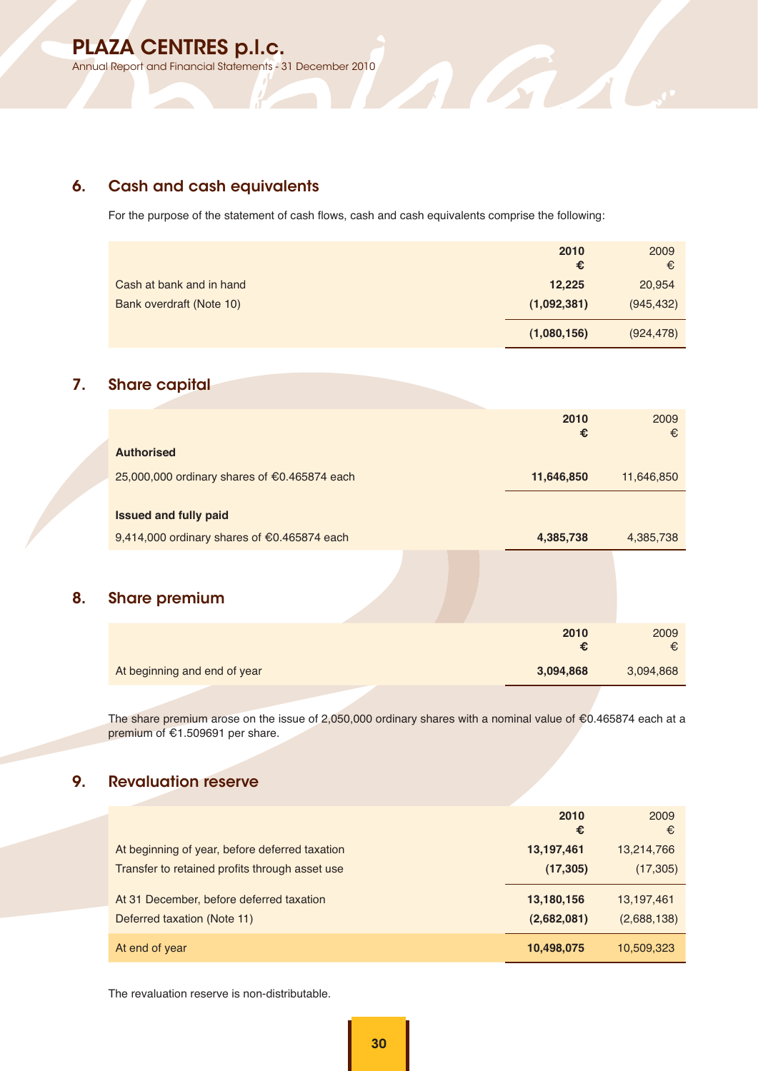## 6. Cash and cash equivalents

For the purpose of the statement of cash flows, cash and cash equivalents comprise the following:

| | 2010<br>€ | 2009<br>€ |
|---|---|---|
| Cash at bank and in hand | **12,225** | 20,954 |
| Bank overdraft (Note 10) | **(1,092,381)** | (945,432) |
| | **(1,080,156)** | (924,478) |

## 7. Share capital

| | 2010<br>€ | 2009<br>€ |
|---|---|---|
| **Authorised** | | |
| 25,000,000 ordinary shares of €0.465874 each | **11,646,850** | 11,646,850 |
| **Issued and fully paid** | | |
| 9,414,000 ordinary shares of €0.465874 each | **4,385,738** | 4,385,738 |

## 8. Share premium

| | 2010<br>€ | 2009<br>€ |
|---|---|---|
| At beginning and end of year | **3,094,868** | 3,094,868 |

The share premium arose on the issue of 2,050,000 ordinary shares with a nominal value of €0.465874 each at a premium of €1.509691 per share.

## 9. Revaluation reserve

| | 2010<br>€ | 2009<br>€ |
|---|---|---|
| At beginning of year, before deferred taxation | **13,197,461** | 13,214,766 |
| Transfer to retained profits through asset use | **(17,305)** | (17,305) |
| At 31 December, before deferred taxation | **13,180,156** | 13,197,461 |
| Deferred taxation (Note 11) | **(2,682,081)** | (2,688,138) |
| At end of year | **10,498,075** | 10,509,323 |

The revaluation reserve is non-distributable.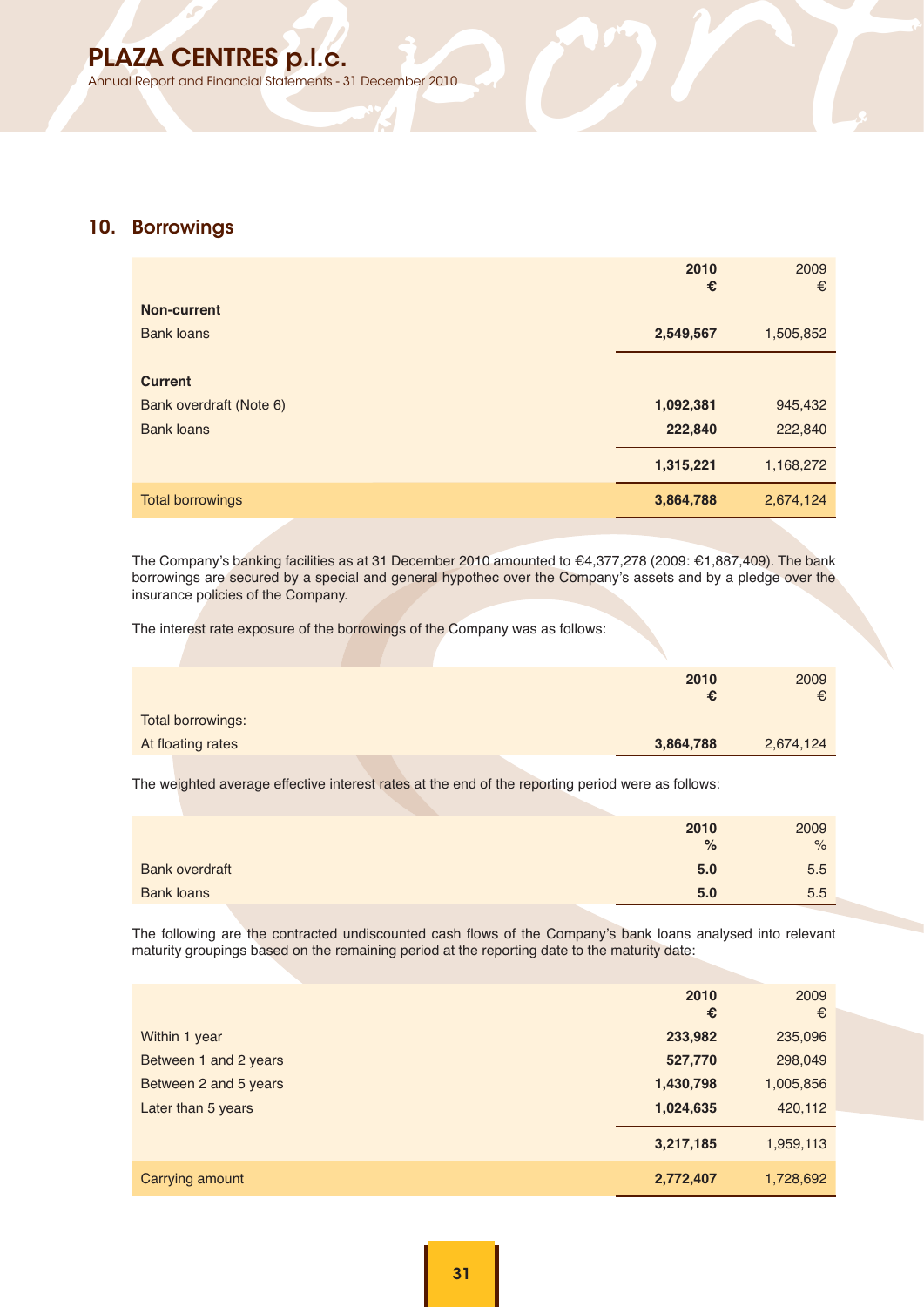## 10. Borrowings

| | 2010<br>€ | 2009<br>€ |
|---|---|---|
| **Non-current** | | |
| Bank loans | **2,549,567** | 1,505,852 |
| **Current** | | |
| Bank overdraft (Note 6) | **1,092,381** | 945,432 |
| Bank loans | **222,840** | 222,840 |
| | **1,315,221** | 1,168,272 |
| Total borrowings | **3,864,788** | 2,674,124 |

The Company's banking facilities as at 31 December 2010 amounted to €4,377,278 (2009: €1,887,409). The bank borrowings are secured by a special and general hypothec over the Company's assets and by a pledge over the insurance policies of the Company.

The interest rate exposure of the borrowings of the Company was as follows:

| | 2010<br>€ | 2009<br>€ |
|---|---|---|
| Total borrowings: | | |
| At floating rates | **3,864,788** | 2,674,124 |

The weighted average effective interest rates at the end of the reporting period were as follows:

| | 2010<br>% | 2009<br>% |
|---|---|---|
| Bank overdraft | **5.0** | 5.5 |
| Bank loans | **5.0** | 5.5 |

The following are the contracted undiscounted cash flows of the Company's bank loans analysed into relevant maturity groupings based on the remaining period at the reporting date to the maturity date:

| | 2010<br>€ | 2009<br>€ |
|---|---|---|
| Within 1 year | **233,982** | 235,096 |
| Between 1 and 2 years | **527,770** | 298,049 |
| Between 2 and 5 years | **1,430,798** | 1,005,856 |
| Later than 5 years | **1,024,635** | 420,112 |
| | **3,217,185** | 1,959,113 |
| Carrying amount | **2,772,407** | 1,728,692 |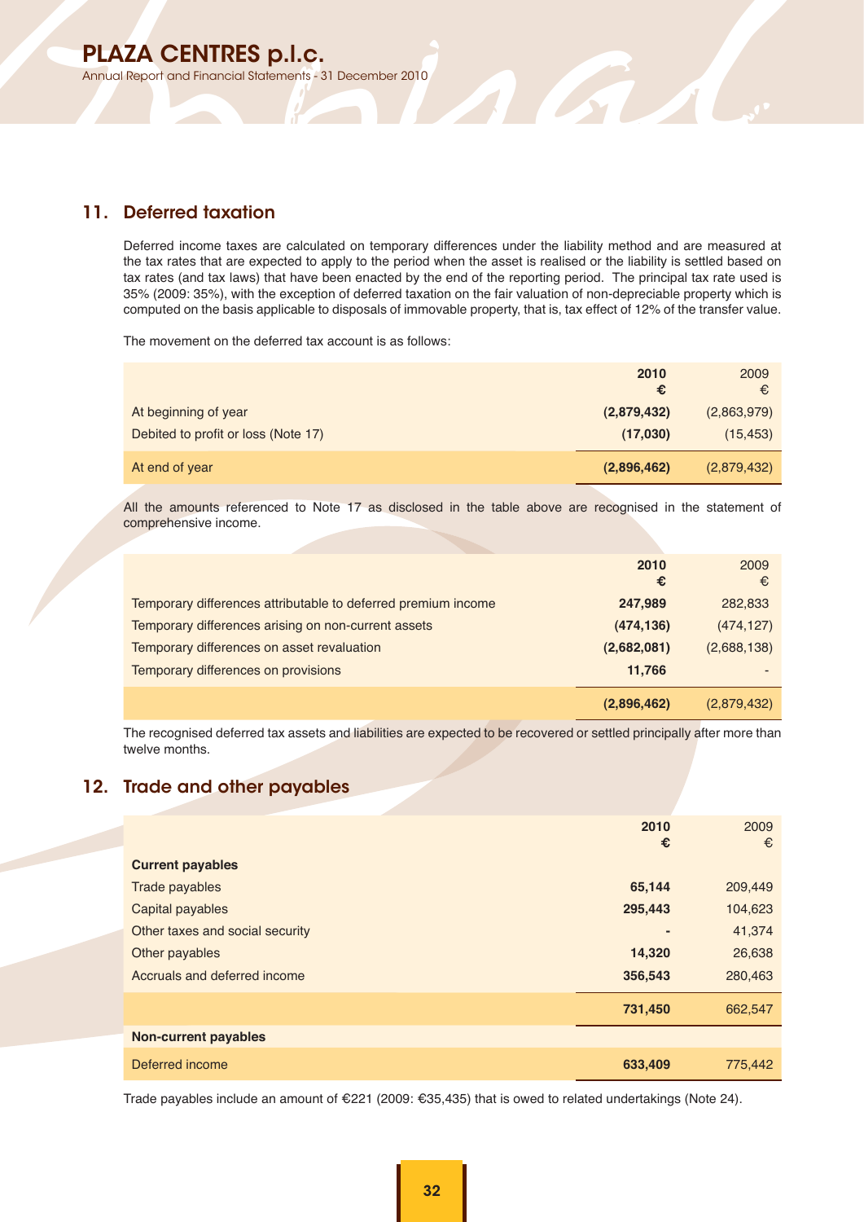## 11. Deferred taxation

Deferred income taxes are calculated on temporary differences under the liability method and are measured at the tax rates that are expected to apply to the period when the asset is realised or the liability is settled based on tax rates (and tax laws) that have been enacted by the end of the reporting period. The principal tax rate used is 35% (2009: 35%), with the exception of deferred taxation on the fair valuation of non-depreciable property which is computed on the basis applicable to disposals of immovable property, that is, tax effect of 12% of the transfer value.

The movement on the deferred tax account is as follows:

| | **2010** **€** | 2009 € |
|---|---|---|
| At beginning of year | **(2,879,432)** | (2,863,979) |
| Debited to profit or loss (Note 17) | **(17,030)** | (15,453) |
| At end of year | **(2,896,462)** | (2,879,432) |

All the amounts referenced to Note 17 as disclosed in the table above are recognised in the statement of comprehensive income.

| | **2010** **€** | 2009 € |
|---|---|---|
| Temporary differences attributable to deferred premium income | **247,989** | 282,833 |
| Temporary differences arising on non-current assets | **(474,136)** | (474,127) |
| Temporary differences on asset revaluation | **(2,682,081)** | (2,688,138) |
| Temporary differences on provisions | **11,766** | - |
| | **(2,896,462)** | (2,879,432) |

The recognised deferred tax assets and liabilities are expected to be recovered or settled principally after more than twelve months.

## 12. Trade and other payables

| | **2010** **€** | 2009 € |
|---|---|---|
| **Current payables** | | |
| Trade payables | **65,144** | 209,449 |
| Capital payables | **295,443** | 104,623 |
| Other taxes and social security | **-** | 41,374 |
| Other payables | **14,320** | 26,638 |
| Accruals and deferred income | **356,543** | 280,463 |
| | **731,450** | 662,547 |
| **Non-current payables** | | |
| Deferred income | **633,409** | 775,442 |

Trade payables include an amount of €221 (2009: €35,435) that is owed to related undertakings (Note 24).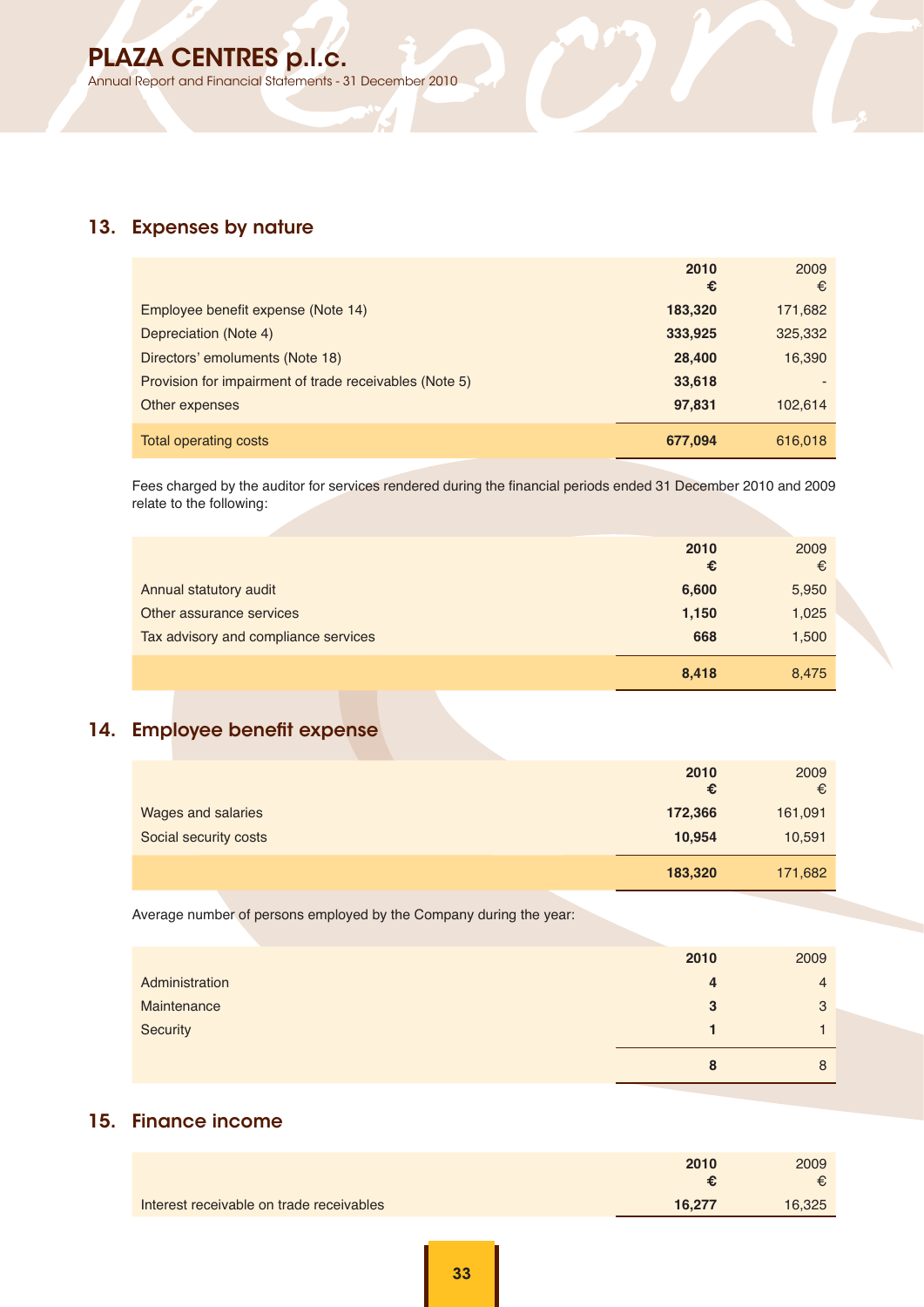## 13. Expenses by nature

| | 2010 € | 2009 € |
|---|---|---|
| Employee benefit expense (Note 14) | **183,320** | 171,682 |
| Depreciation (Note 4) | **333,925** | 325,332 |
| Directors' emoluments (Note 18) | **28,400** | 16,390 |
| Provision for impairment of trade receivables (Note 5) | **33,618** | - |
| Other expenses | **97,831** | 102,614 |
| Total operating costs | **677,094** | 616,018 |

Fees charged by the auditor for services rendered during the financial periods ended 31 December 2010 and 2009 relate to the following:

| | 2010 € | 2009 € |
|---|---|---|
| Annual statutory audit | **6,600** | 5,950 |
| Other assurance services | **1,150** | 1,025 |
| Tax advisory and compliance services | **668** | 1,500 |
| | **8,418** | 8,475 |

## 14. Employee benefit expense

| | 2010 € | 2009 € |
|---|---|---|
| Wages and salaries | **172,366** | 161,091 |
| Social security costs | **10,954** | 10,591 |
| | **183,320** | 171,682 |

Average number of persons employed by the Company during the year:

| | 2010 | 2009 |
|---|---|---|
| Administration | **4** | 4 |
| Maintenance | **3** | 3 |
| Security | **1** | 1 |
| | **8** | 8 |

## 15. Finance income

| | 2010 € | 2009 € |
|---|---|---|
| Interest receivable on trade receivables | **16,277** | 16,325 |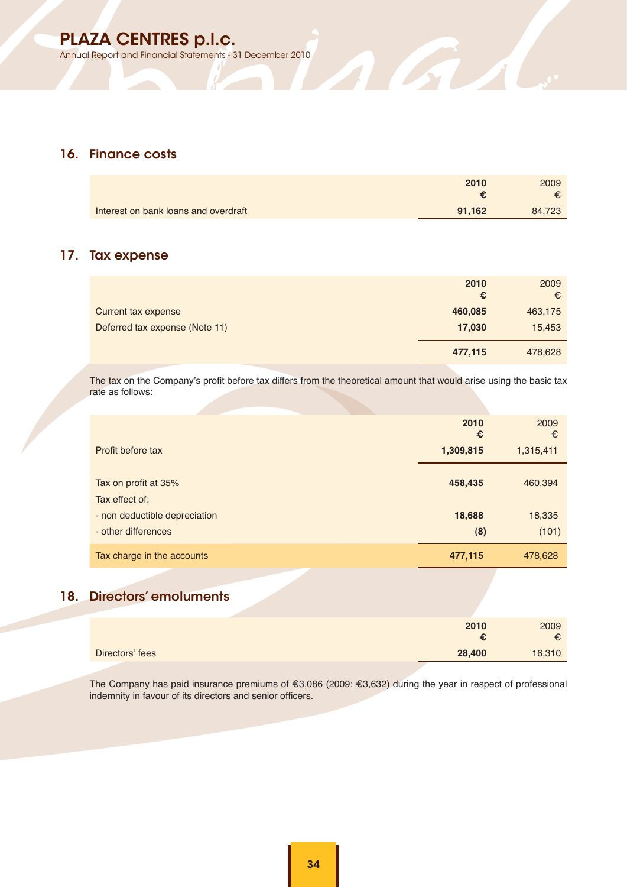## 16. Finance costs

| | 2010<br>€ | 2009<br>€ |
|---|---|---|
| Interest on bank loans and overdraft | **91,162** | 84,723 |

## 17. Tax expense

| | 2010<br>€ | 2009<br>€ |
|---|---|---|
| Current tax expense | **460,085** | 463,175 |
| Deferred tax expense (Note 11) | **17,030** | 15,453 |
| | **477,115** | 478,628 |

The tax on the Company's profit before tax differs from the theoretical amount that would arise using the basic tax rate as follows:

| | 2010<br>€ | 2009<br>€ |
|---|---|---|
| Profit before tax | **1,309,815** | 1,315,411 |
| Tax on profit at 35% | **458,435** | 460,394 |
| Tax effect of: | | |
| - non deductible depreciation | **18,688** | 18,335 |
| - other differences | **(8)** | (101) |
| Tax charge in the accounts | **477,115** | 478,628 |

## 18. Directors' emoluments

| | 2010<br>€ | 2009<br>€ |
|---|---|---|
| Directors' fees | **28,400** | 16,310 |

The Company has paid insurance premiums of €3,086 (2009: €3,632) during the year in respect of professional indemnity in favour of its directors and senior officers.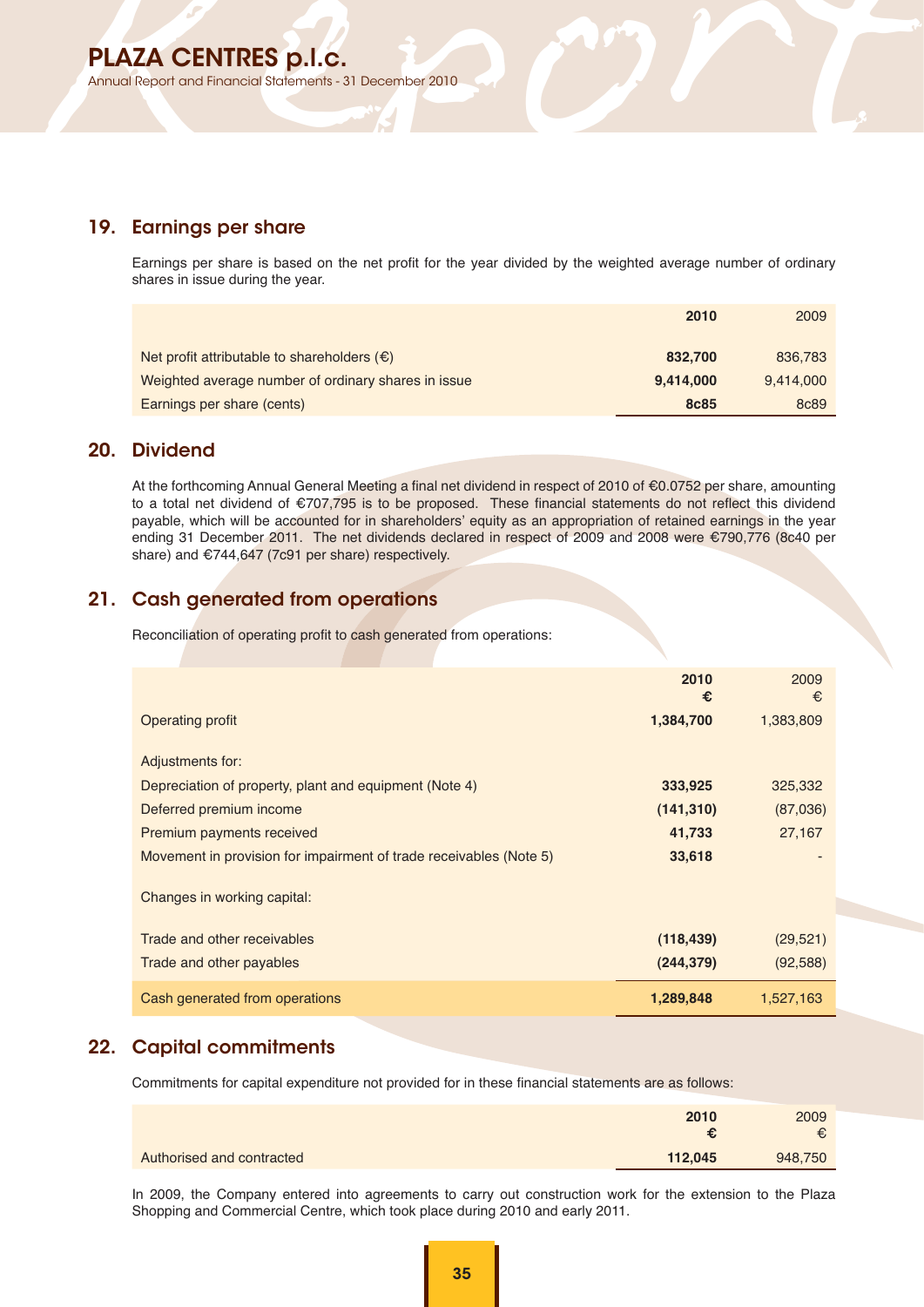## 19. Earnings per share

Earnings per share is based on the net profit for the year divided by the weighted average number of ordinary shares in issue during the year.

| | 2010 | 2009 |
|---|---|---|
| Net profit attributable to shareholders (€) | **832,700** | 836,783 |
| Weighted average number of ordinary shares in issue | **9,414,000** | 9,414,000 |
| Earnings per share (cents) | **8c85** | 8c89 |

## 20. Dividend

At the forthcoming Annual General Meeting a final net dividend in respect of 2010 of €0.0752 per share, amounting to a total net dividend of €707,795 is to be proposed. These financial statements do not reflect this dividend payable, which will be accounted for in shareholders' equity as an appropriation of retained earnings in the year ending 31 December 2011. The net dividends declared in respect of 2009 and 2008 were €790,776 (8c40 per share) and €744,647 (7c91 per share) respectively.

## 21. Cash generated from operations

Reconciliation of operating profit to cash generated from operations:

| | 2010<br>€ | 2009<br>€ |
|---|---|---|
| Operating profit | **1,384,700** | 1,383,809 |
| Adjustments for: | | |
| Depreciation of property, plant and equipment (Note 4) | **333,925** | 325,332 |
| Deferred premium income | **(141,310)** | (87,036) |
| Premium payments received | **41,733** | 27,167 |
| Movement in provision for impairment of trade receivables (Note 5) | **33,618** | - |
| Changes in working capital: | | |
| Trade and other receivables | **(118,439)** | (29,521) |
| Trade and other payables | **(244,379)** | (92,588) |
| Cash generated from operations | **1,289,848** | 1,527,163 |

## 22. Capital commitments

Commitments for capital expenditure not provided for in these financial statements are as follows:

| | 2010<br>€ | 2009<br>€ |
|---|---|---|
| Authorised and contracted | **112,045** | 948,750 |

In 2009, the Company entered into agreements to carry out construction work for the extension to the Plaza Shopping and Commercial Centre, which took place during 2010 and early 2011.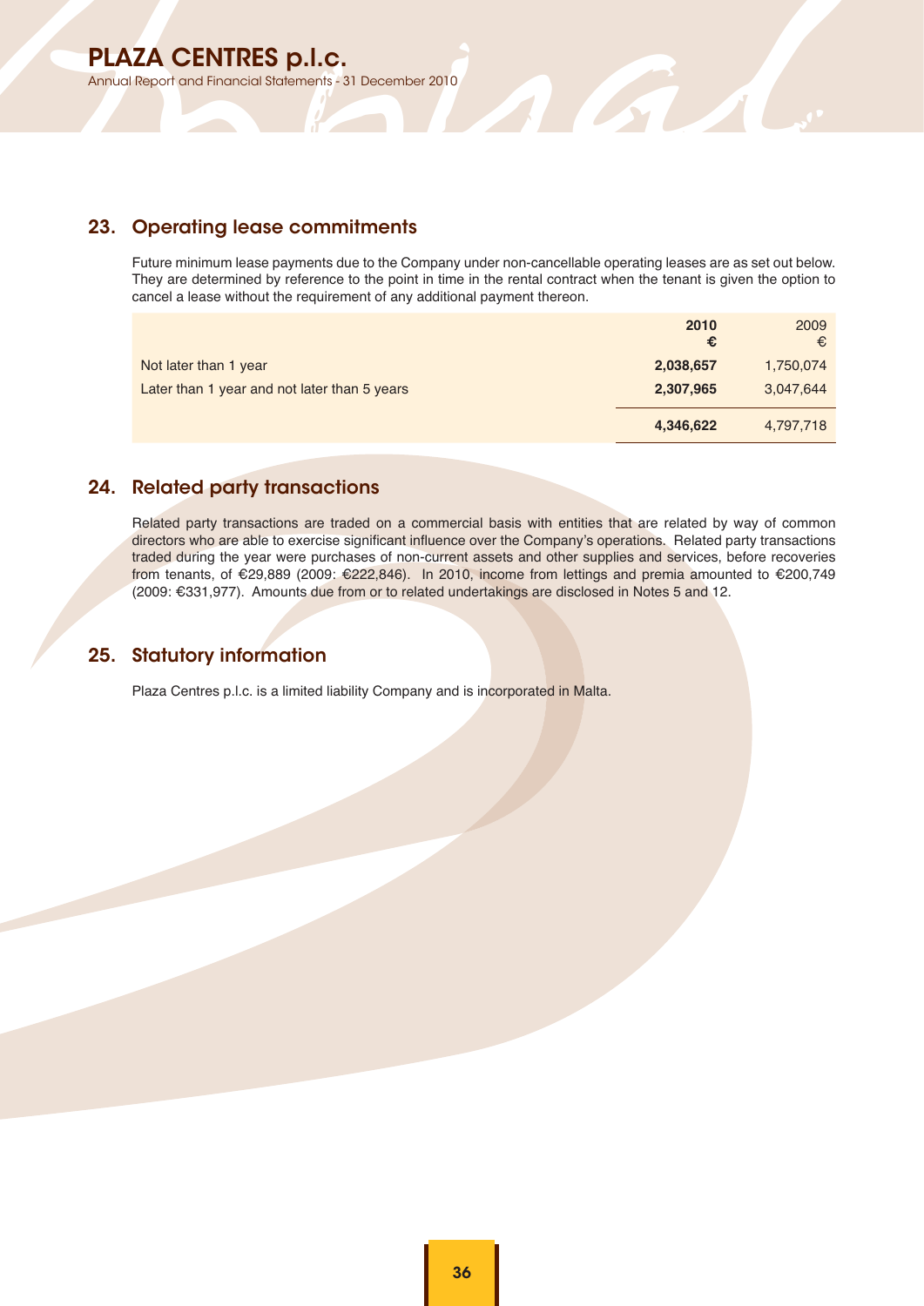## 23. Operating lease commitments

Future minimum lease payments due to the Company under non-cancellable operating leases are as set out below. They are determined by reference to the point in time in the rental contract when the tenant is given the option to cancel a lease without the requirement of any additional payment thereon.

| | **2010** **€** | 2009 € |
|---|---|---|
| Not later than 1 year | **2,038,657** | 1,750,074 |
| Later than 1 year and not later than 5 years | **2,307,965** | 3,047,644 |
| | **4,346,622** | 4,797,718 |

## 24. Related party transactions

Related party transactions are traded on a commercial basis with entities that are related by way of common directors who are able to exercise significant influence over the Company's operations. Related party transactions traded during the year were purchases of non-current assets and other supplies and services, before recoveries from tenants, of €29,889 (2009: €222,846). In 2010, income from lettings and premia amounted to €200,749 (2009: €331,977). Amounts due from or to related undertakings are disclosed in Notes 5 and 12.

## 25. Statutory information

Plaza Centres p.l.c. is a limited liability Company and is incorporated in Malta.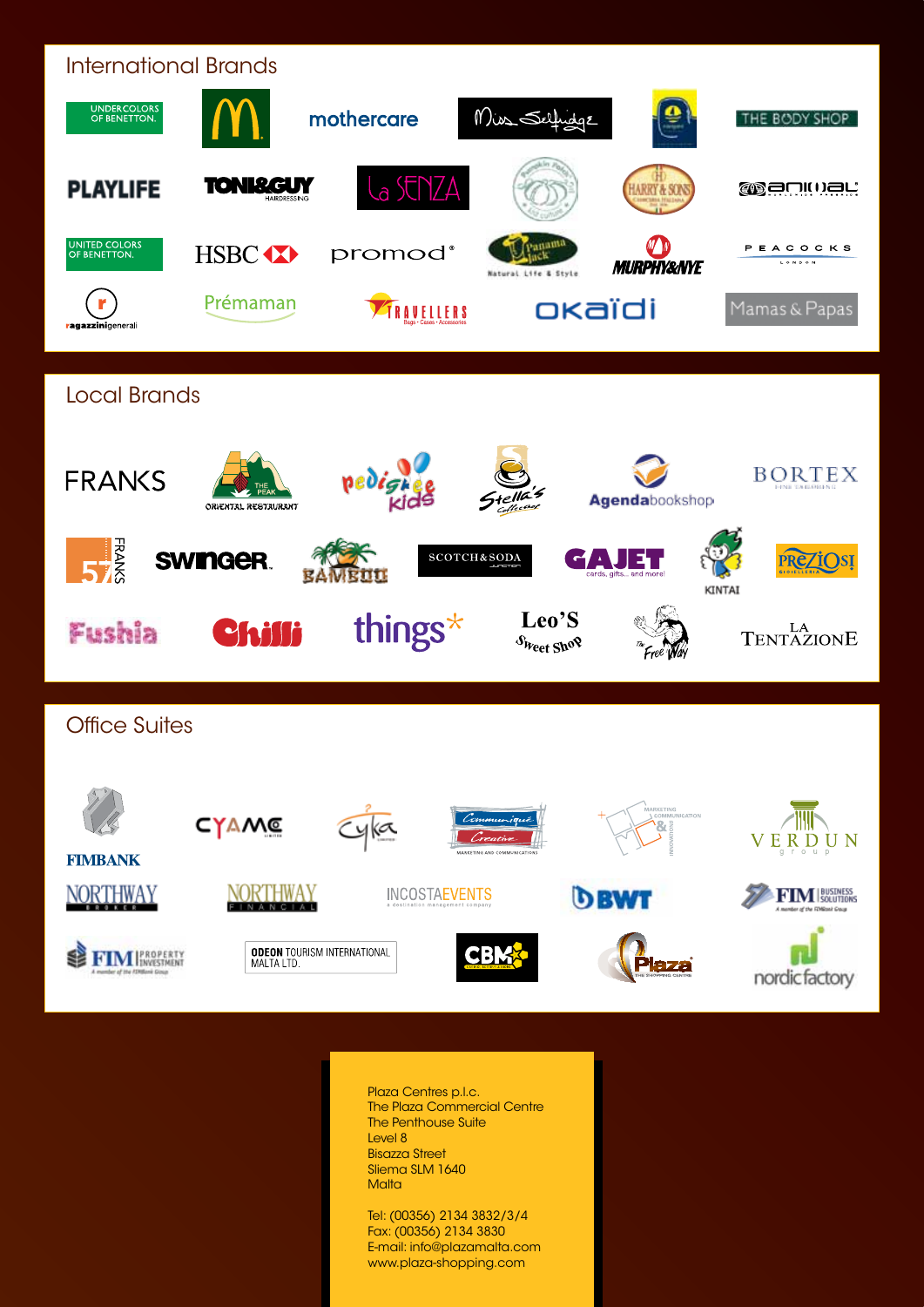## International Brands

UNDERCOLORS OF BENETTON.

mothercare

Miss Selfridge

THE BODY SHOP

PLAYLIFE

TONI&GUY HAIRDRESSING

La SENZA

HARRY & SONS

animal

UNITED COLORS OF BENETTON.

HSBC

promod

Panama Jack Natural Life & Style

MURPHY&NYE

PEACOCKS LONDON

ragazzinigenerali

Prémaman

TRAVELLERS Bags · Cases · Accessories

OKAÏDI

Mamas & Papas

## Local Brands

FRANKS

THE PEAK ORIENTAL RESTAURANT

pedigree kids

Stella's Coffeeshop

Agendabookshop

BORTEX

57 FRANKS

SWINGER

BAMBOO

SCOTCH & SODA

GAJET cards, gifts... and more!

KINTAI

PREZIOSI

Fushia

Chilli

things*

Leo's Sweet Shop

The Free Way

LA TENTAZIONE

## Office Suites

FIMBANK

CYAMC

Cyka

Communiqué Creative MARKETING AND COMMUNICATIONS

MARKETING COMMUNICATION & INNOVATIONS

VERDUN group

NORTHWAY BROKER

NORTHWAY FINANCIAL

INCOSTAEVENTS a destination management company

BWT

FIM BUSINESS SOLUTIONS A member of the FIMBank Group

FIM PROPERTY INVESTMENT A member of the FIMBank Group

ODEON TOURISM INTERNATIONAL MALTA LTD.

CBM

Plaza THE SHOPPING CENTRE

nordicfactory

Plaza Centres p.l.c.
The Plaza Commercial Centre
The Penthouse Suite
Level 8
Bisazza Street
Sliema SLM 1640
Malta

Tel: (00356) 2134 3832/3/4
Fax: (00356) 2134 3830
E-mail: info@plazamalta.com
www.plaza-shopping.com